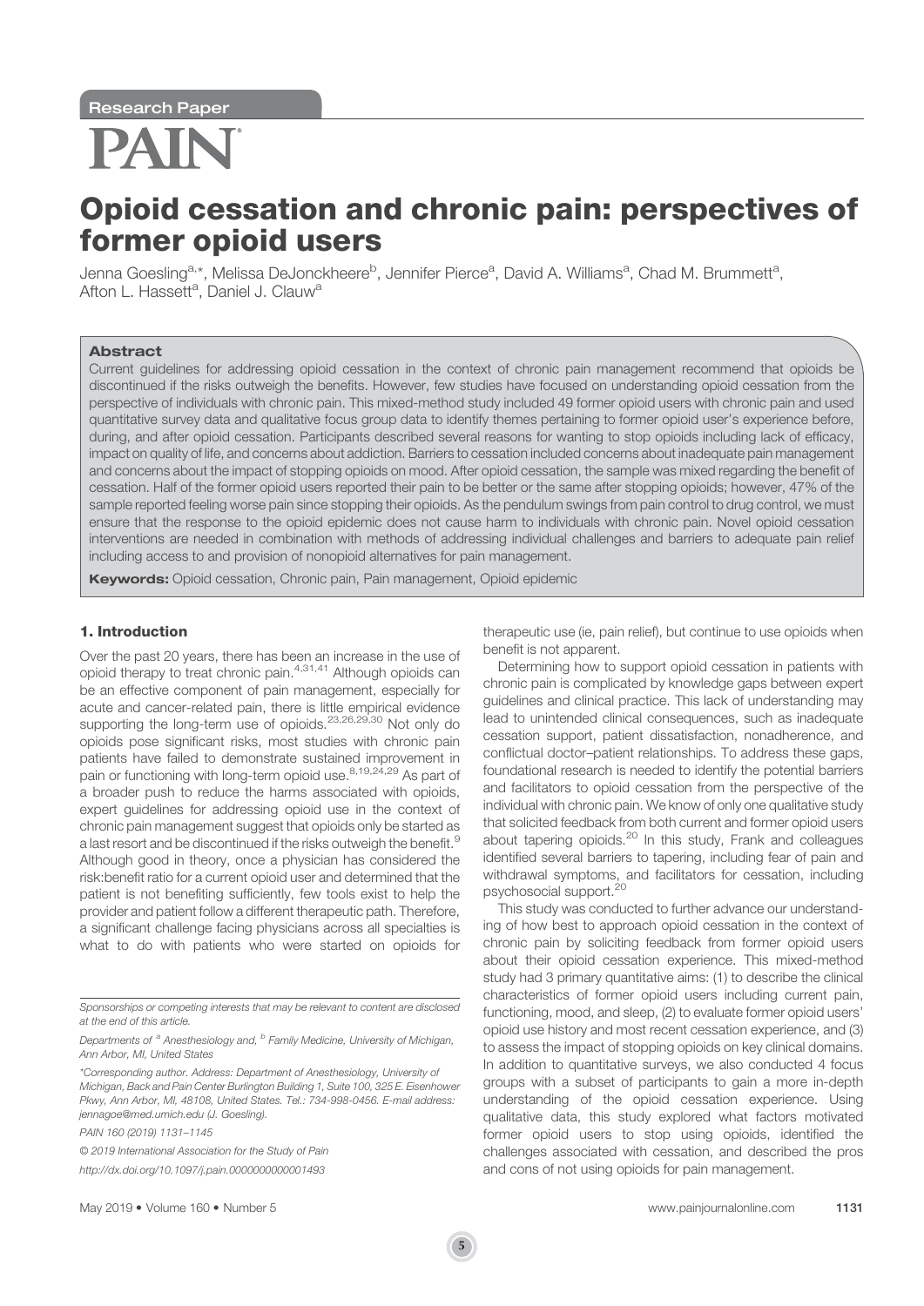Research Paper

# Opioid cessation and chronic pain: perspectives of former opioid users

Jenna Goesling[a,*], Melissa DeJonckheere[b], Jennifer Pierce[a], David A. Williams[a], Chad M. Brummett[a], Afton L. Hassett[a], Daniel J. Clauw[a]

## Abstract

Current guidelines for addressing opioid cessation in the context of chronic pain management recommend that opioids be discontinued if the risks outweigh the benefits. However, few studies have focused on understanding opioid cessation from the perspective of individuals with chronic pain. This mixed-method study included 49 former opioid users with chronic pain and used quantitative survey data and qualitative focus group data to identify themes pertaining to former opioid user's experience before, during, and after opioid cessation. Participants described several reasons for wanting to stop opioids including lack of efficacy, impact on quality of life, and concerns about addiction. Barriers to cessation included concerns about inadequate pain management and concerns about the impact of stopping opioids on mood. After opioid cessation, the sample was mixed regarding the benefit of cessation. Half of the former opioid users reported their pain to be better or the same after stopping opioids; however, 47% of the sample reported feeling worse pain since stopping their opioids. As the pendulum swings from pain control to drug control, we must ensure that the response to the opioid epidemic does not cause harm to individuals with chronic pain. Novel opioid cessation interventions are needed in combination with methods of addressing individual challenges and barriers to adequate pain relief including access to and provision of nonopioid alternatives for pain management.

**Keywords:** Opioid cessation, Chronic pain, Pain management, Opioid epidemic

## 1. Introduction

Over the past 20 years, there has been an increase in the use of opioid therapy to treat chronic pain.[4,31,41] Although opioids can be an effective component of pain management, especially for acute and cancer-related pain, there is little empirical evidence supporting the long-term use of opioids.[23,26,29,30] Not only do opioids pose significant risks, most studies with chronic pain patients have failed to demonstrate sustained improvement in pain or functioning with long-term opioid use.[8,19,24,29] As part of a broader push to reduce the harms associated with opioids, expert guidelines for addressing opioid use in the context of chronic pain management suggest that opioids only be started as a last resort and be discontinued if the risks outweigh the benefit.[9] Although good in theory, once a physician has considered the risk:benefit ratio for a current opioid user and determined that the patient is not benefiting sufficiently, few tools exist to help the provider and patient follow a different therapeutic path. Therefore, a significant challenge facing physicians across all specialties is what to do with patients who were started on opioids for therapeutic use (ie, pain relief), but continue to use opioids when benefit is not apparent.

Determining how to support opioid cessation in patients with chronic pain is complicated by knowledge gaps between expert guidelines and clinical practice. This lack of understanding may lead to unintended clinical consequences, such as inadequate cessation support, patient dissatisfaction, nonadherence, and conflictual doctor–patient relationships. To address these gaps, foundational research is needed to identify the potential barriers and facilitators to opioid cessation from the perspective of the individual with chronic pain. We know of only one qualitative study that solicited feedback from both current and former opioid users about tapering opioids.[20] In this study, Frank and colleagues identified several barriers to tapering, including fear of pain and withdrawal symptoms, and facilitators for cessation, including psychosocial support.[20]

This study was conducted to further advance our understanding of how best to approach opioid cessation in the context of chronic pain by soliciting feedback from former opioid users about their opioid cessation experience. This mixed-method study had 3 primary quantitative aims: (1) to describe the clinical characteristics of former opioid users including current pain, functioning, mood, and sleep, (2) to evaluate former opioid users' opioid use history and most recent cessation experience, and (3) to assess the impact of stopping opioids on key clinical domains. In addition to quantitative surveys, we also conducted 4 focus groups with a subset of participants to gain a more in-depth understanding of the opioid cessation experience. Using qualitative data, this study explored what factors motivated former opioid users to stop using opioids, identified the challenges associated with cessation, and described the pros and cons of not using opioids for pain management.

*Sponsorships or competing interests that may be relevant to content are disclosed at the end of this article.*

*Departments of [a] Anesthesiology and, [b] Family Medicine, University of Michigan, Ann Arbor, MI, United States*

*\*Corresponding author. Address: Department of Anesthesiology, University of Michigan, Back and Pain Center Burlington Building 1, Suite 100, 325 E. Eisenhower Pkwy, Ann Arbor, MI, 48108, United States. Tel.: 734-998-0456. E-mail address: jennagoe@med.umich.edu (J. Goesling).*

*PAIN 160 (2019) 1131–1145*

*© 2019 International Association for the Study of Pain*

*http://dx.doi.org/10.1097/j.pain.0000000000001493*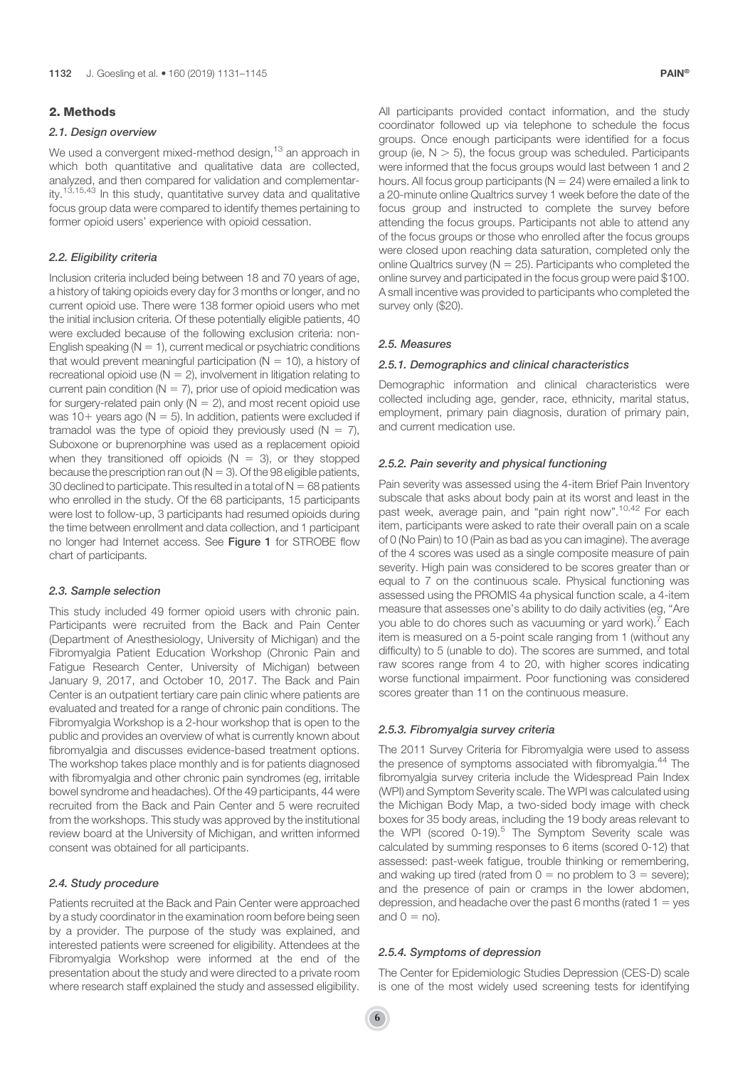## 2. Methods

### 2.1. Design overview

We used a convergent mixed-method design,[13] an approach in which both quantitative and qualitative data are collected, analyzed, and then compared for validation and complementarity.[13,15,43] In this study, quantitative survey data and qualitative focus group data were compared to identify themes pertaining to former opioid users' experience with opioid cessation.

### 2.2. Eligibility criteria

Inclusion criteria included being between 18 and 70 years of age, a history of taking opioids every day for 3 months or longer, and no current opioid use. There were 138 former opioid users who met the initial inclusion criteria. Of these potentially eligible patients, 40 were excluded because of the following exclusion criteria: non-English speaking (N = 1), current medical or psychiatric conditions that would prevent meaningful participation (N = 10), a history of recreational opioid use (N = 2), involvement in litigation relating to current pain condition (N = 7), prior use of opioid medication was for surgery-related pain only (N = 2), and most recent opioid use was 10+ years ago (N = 5). In addition, patients were excluded if tramadol was the type of opioid they previously used (N = 7), Suboxone or buprenorphine was used as a replacement opioid when they transitioned off opioids (N = 3), or they stopped because the prescription ran out (N = 3). Of the 98 eligible patients, 30 declined to participate. This resulted in a total of N = 68 patients who enrolled in the study. Of the 68 participants, 15 participants were lost to follow-up, 3 participants had resumed opioids during the time between enrollment and data collection, and 1 participant no longer had Internet access. See **Figure 1** for STROBE flow chart of participants.

### 2.3. Sample selection

This study included 49 former opioid users with chronic pain. Participants were recruited from the Back and Pain Center (Department of Anesthesiology, University of Michigan) and the Fibromyalgia Patient Education Workshop (Chronic Pain and Fatigue Research Center, University of Michigan) between January 9, 2017, and October 10, 2017. The Back and Pain Center is an outpatient tertiary care pain clinic where patients are evaluated and treated for a range of chronic pain conditions. The Fibromyalgia Workshop is a 2-hour workshop that is open to the public and provides an overview of what is currently known about fibromyalgia and discusses evidence-based treatment options. The workshop takes place monthly and is for patients diagnosed with fibromyalgia and other chronic pain syndromes (eg, irritable bowel syndrome and headaches). Of the 49 participants, 44 were recruited from the Back and Pain Center and 5 were recruited from the workshops. This study was approved by the institutional review board at the University of Michigan, and written informed consent was obtained for all participants.

### 2.4. Study procedure

Patients recruited at the Back and Pain Center were approached by a study coordinator in the examination room before being seen by a provider. The purpose of the study was explained, and interested patients were screened for eligibility. Attendees at the Fibromyalgia Workshop were informed at the end of the presentation about the study and were directed to a private room where research staff explained the study and assessed eligibility.

All participants provided contact information, and the study coordinator followed up via telephone to schedule the focus groups. Once enough participants were identified for a focus group (ie, $N > 5$), the focus group was scheduled. Participants were informed that the focus groups would last between 1 and 2 hours. All focus group participants (N = 24) were emailed a link to a 20-minute online Qualtrics survey 1 week before the date of the focus group and instructed to complete the survey before attending the focus groups. Participants not able to attend any of the focus groups or those who enrolled after the focus groups were closed upon reaching data saturation, completed only the online Qualtrics survey (N = 25). Participants who completed the online survey and participated in the focus group were paid $100. A small incentive was provided to participants who completed the survey only ($20).

### 2.5. Measures

#### 2.5.1. Demographics and clinical characteristics

Demographic information and clinical characteristics were collected including age, gender, race, ethnicity, marital status, employment, primary pain diagnosis, duration of primary pain, and current medication use.

#### 2.5.2. Pain severity and physical functioning

Pain severity was assessed using the 4-item Brief Pain Inventory subscale that asks about body pain at its worst and least in the past week, average pain, and "pain right now".[10,42] For each item, participants were asked to rate their overall pain on a scale of 0 (No Pain) to 10 (Pain as bad as you can imagine). The average of the 4 scores was used as a single composite measure of pain severity. High pain was considered to be scores greater than or equal to 7 on the continuous scale. Physical functioning was assessed using the PROMIS 4a physical function scale, a 4-item measure that assesses one's ability to do daily activities (eg, "Are you able to do chores such as vacuuming or yard work).[7] Each item is measured on a 5-point scale ranging from 1 (without any difficulty) to 5 (unable to do). The scores are summed, and total raw scores range from 4 to 20, with higher scores indicating worse functional impairment. Poor functioning was considered scores greater than 11 on the continuous measure.

#### 2.5.3. Fibromyalgia survey criteria

The 2011 Survey Criteria for Fibromyalgia were used to assess the presence of symptoms associated with fibromyalgia.[44] The fibromyalgia survey criteria include the Widespread Pain Index (WPI) and Symptom Severity scale. The WPI was calculated using the Michigan Body Map, a two-sided body image with check boxes for 35 body areas, including the 19 body areas relevant to the WPI (scored 0-19).[5] The Symptom Severity scale was calculated by summing responses to 6 items (scored 0-12) that assessed: past-week fatigue, trouble thinking or remembering, and waking up tired (rated from 0 = no problem to 3 = severe); and the presence of pain or cramps in the lower abdomen, depression, and headache over the past 6 months (rated 1 = yes and 0 = no).

#### 2.5.4. Symptoms of depression

The Center for Epidemiologic Studies Depression (CES-D) scale is one of the most widely used screening tests for identifying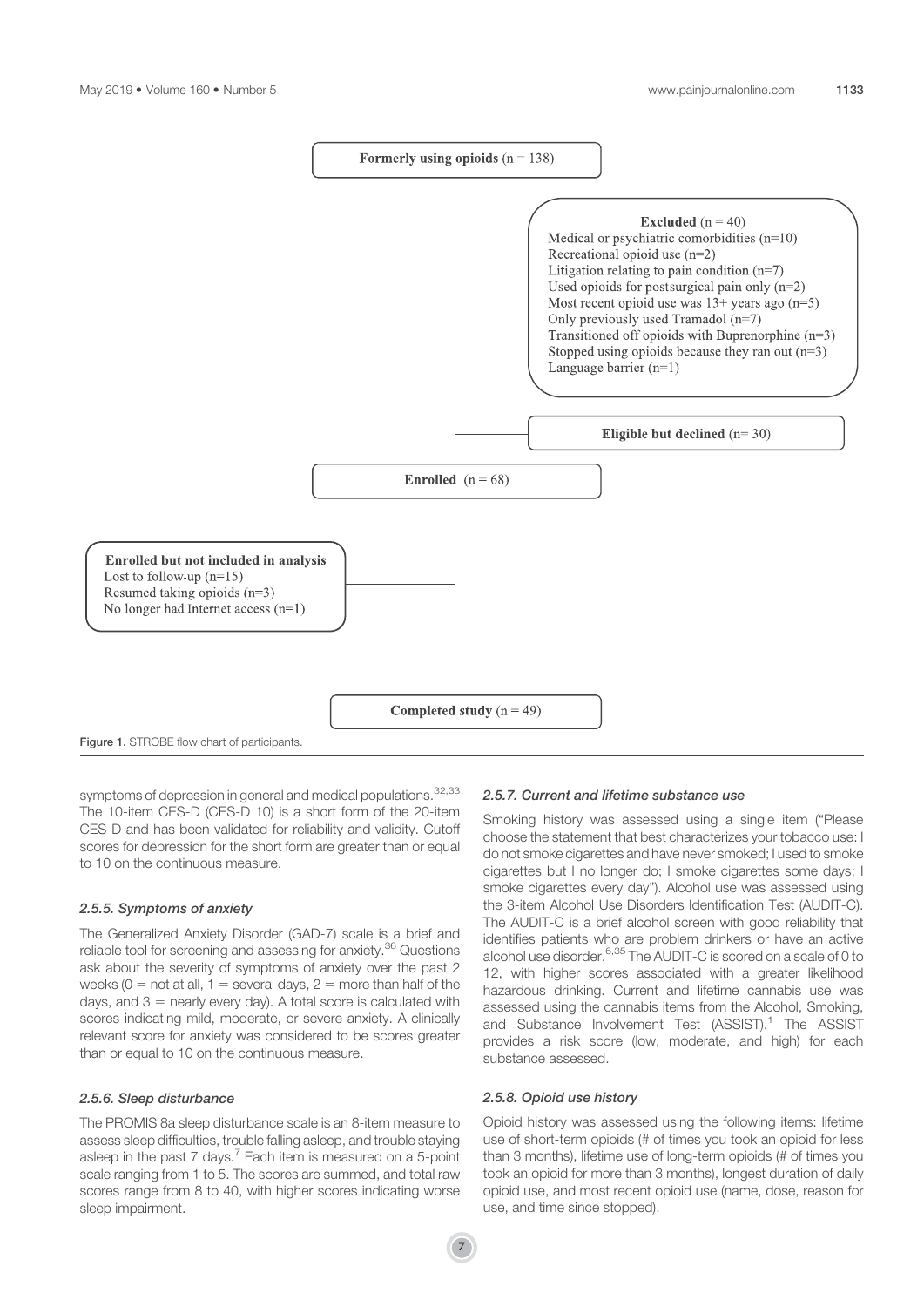**Formerly using opioids** (n = 138)

**Excluded** (n = 40)
Medical or psychiatric comorbidities (n=10)
Recreational opioid use (n=2)
Litigation relating to pain condition (n=7)
Used opioids for postsurgical pain only (n=2)
Most recent opioid use was 13+ years ago (n=5)
Only previously used Tramadol (n=7)
Transitioned off opioids with Buprenorphine (n=3)
Stopped using opioids because they ran out (n=3)
Language barrier (n=1)

**Eligible but declined** (n= 30)

**Enrolled** (n = 68)

**Enrolled but not included in analysis**
Lost to follow-up (n=15)
Resumed taking opioids (n=3)
No longer had Internet access (n=1)

**Completed study** (n = 49)

**Figure 1.** STROBE flow chart of participants.

symptoms of depression in general and medical populations.[32,33] The 10-item CES-D (CES-D 10) is a short form of the 20-item CES-D and has been validated for reliability and validity. Cutoff scores for depression for the short form are greater than or equal to 10 on the continuous measure.

#### *2.5.5. Symptoms of anxiety*

The Generalized Anxiety Disorder (GAD-7) scale is a brief and reliable tool for screening and assessing for anxiety.[36] Questions ask about the severity of symptoms of anxiety over the past 2 weeks (0 = not at all, 1 = several days, 2 = more than half of the days, and 3 = nearly every day). A total score is calculated with scores indicating mild, moderate, or severe anxiety. A clinically relevant score for anxiety was considered to be scores greater than or equal to 10 on the continuous measure.

#### *2.5.6. Sleep disturbance*

The PROMIS 8a sleep disturbance scale is an 8-item measure to assess sleep difficulties, trouble falling asleep, and trouble staying asleep in the past 7 days.[7] Each item is measured on a 5-point scale ranging from 1 to 5. The scores are summed, and total raw scores range from 8 to 40, with higher scores indicating worse sleep impairment.

#### *2.5.7. Current and lifetime substance use*

Smoking history was assessed using a single item ("Please choose the statement that best characterizes your tobacco use: I do not smoke cigarettes and have never smoked; I used to smoke cigarettes but I no longer do; I smoke cigarettes some days; I smoke cigarettes every day"). Alcohol use was assessed using the 3-item Alcohol Use Disorders Identification Test (AUDIT-C). The AUDIT-C is a brief alcohol screen with good reliability that identifies patients who are problem drinkers or have an active alcohol use disorder.[6,35] The AUDIT-C is scored on a scale of 0 to 12, with higher scores associated with a greater likelihood hazardous drinking. Current and lifetime cannabis use was assessed using the cannabis items from the Alcohol, Smoking, and Substance Involvement Test (ASSIST).[1] The ASSIST provides a risk score (low, moderate, and high) for each substance assessed.

#### *2.5.8. Opioid use history*

Opioid history was assessed using the following items: lifetime use of short-term opioids (# of times you took an opioid for less than 3 months), lifetime use of long-term opioids (# of times you took an opioid for more than 3 months), longest duration of daily opioid use, and most recent opioid use (name, dose, reason for use, and time since stopped).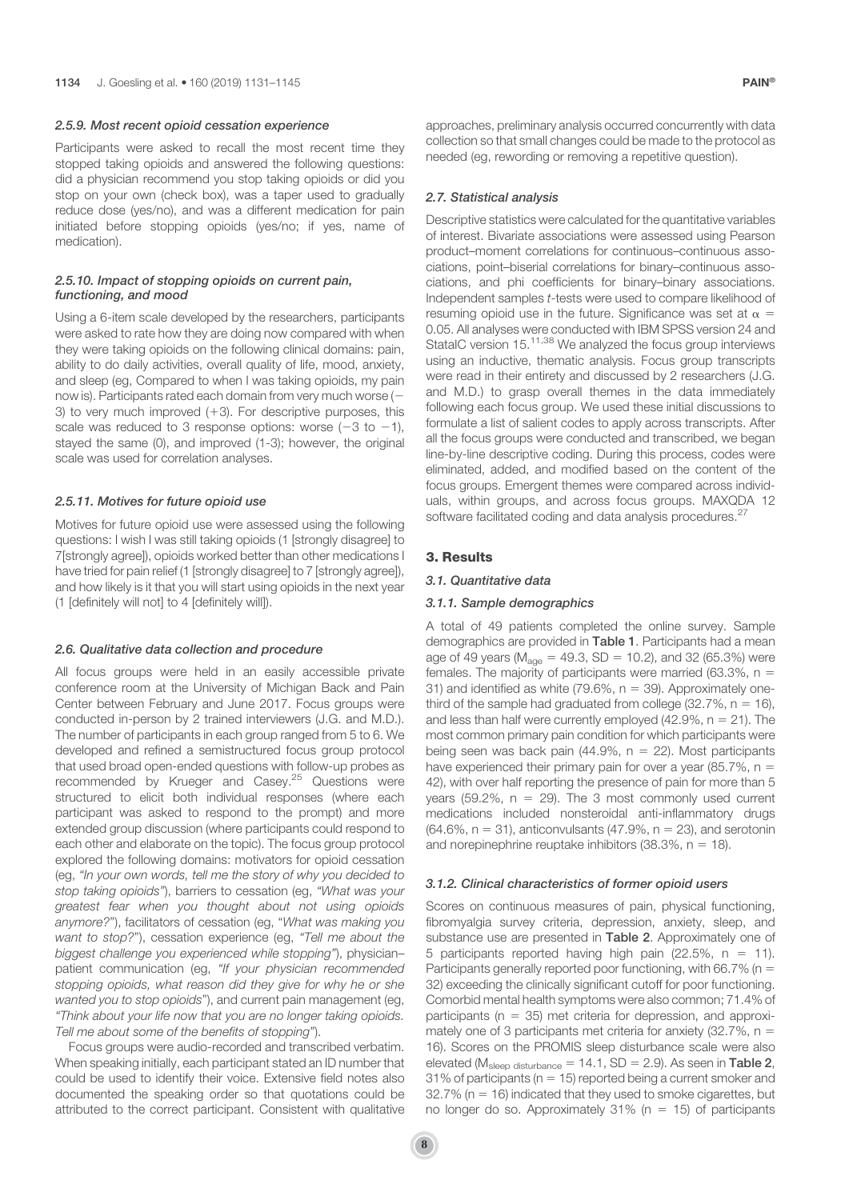#### 2.5.9. Most recent opioid cessation experience

Participants were asked to recall the most recent time they stopped taking opioids and answered the following questions: did a physician recommend you stop taking opioids or did you stop on your own (check box), was a taper used to gradually reduce dose (yes/no), and was a different medication for pain initiated before stopping opioids (yes/no; if yes, name of medication).

#### 2.5.10. Impact of stopping opioids on current pain, functioning, and mood

Using a 6-item scale developed by the researchers, participants were asked to rate how they are doing now compared with when they were taking opioids on the following clinical domains: pain, ability to do daily activities, overall quality of life, mood, anxiety, and sleep (eg, Compared to when I was taking opioids, my pain now is). Participants rated each domain from very much worse (−3) to very much improved (+3). For descriptive purposes, this scale was reduced to 3 response options: worse (−3 to −1), stayed the same (0), and improved (1-3); however, the original scale was used for correlation analyses.

#### 2.5.11. Motives for future opioid use

Motives for future opioid use were assessed using the following questions: I wish I was still taking opioids (1 [strongly disagree] to 7[strongly agree]), opioids worked better than other medications I have tried for pain relief (1 [strongly disagree] to 7 [strongly agree]), and how likely is it that you will start using opioids in the next year (1 [definitely will not] to 4 [definitely will]).

### 2.6. Qualitative data collection and procedure

All focus groups were held in an easily accessible private conference room at the University of Michigan Back and Pain Center between February and June 2017. Focus groups were conducted in-person by 2 trained interviewers (J.G. and M.D.). The number of participants in each group ranged from 5 to 6. We developed and refined a semistructured focus group protocol that used broad open-ended questions with follow-up probes as recommended by Krueger and Casey.[25] Questions were structured to elicit both individual responses (where each participant was asked to respond to the prompt) and more extended group discussion (where participants could respond to each other and elaborate on the topic). The focus group protocol explored the following domains: motivators for opioid cessation (eg, *"In your own words, tell me the story of why you decided to stop taking opioids"*), barriers to cessation (eg, *"What was your greatest fear when you thought about not using opioids anymore?"*), facilitators of cessation (eg, "*What was making you want to stop?*"), cessation experience (eg, *"Tell me about the biggest challenge you experienced while stopping"*), physician–patient communication (eg, *"If your physician recommended stopping opioids, what reason did they give for why he or she wanted you to stop opioids"*), and current pain management (eg, *"Think about your life now that you are no longer taking opioids. Tell me about some of the benefits of stopping"*).

Focus groups were audio-recorded and transcribed verbatim. When speaking initially, each participant stated an ID number that could be used to identify their voice. Extensive field notes also documented the speaking order so that quotations could be attributed to the correct participant. Consistent with qualitative approaches, preliminary analysis occurred concurrently with data collection so that small changes could be made to the protocol as needed (eg, rewording or removing a repetitive question).

### 2.7. Statistical analysis

Descriptive statistics were calculated for the quantitative variables of interest. Bivariate associations were assessed using Pearson product–moment correlations for continuous–continuous associations, point–biserial correlations for binary–continuous associations, and phi coefficients for binary–binary associations. Independent samples *t*-tests were used to compare likelihood of resuming opioid use in the future. Significance was set at $\alpha = 0.05$. All analyses were conducted with IBM SPSS version 24 and StataIC version 15.[11,38] We analyzed the focus group interviews using an inductive, thematic analysis. Focus group transcripts were read in their entirety and discussed by 2 researchers (J.G. and M.D.) to grasp overall themes in the data immediately following each focus group. We used these initial discussions to formulate a list of salient codes to apply across transcripts. After all the focus groups were conducted and transcribed, we began line-by-line descriptive coding. During this process, codes were eliminated, added, and modified based on the content of the focus groups. Emergent themes were compared across individuals, within groups, and across focus groups. MAXQDA 12 software facilitated coding and data analysis procedures.[27]

## 3. Results

### 3.1. Quantitative data

#### 3.1.1. Sample demographics

A total of 49 patients completed the online survey. Sample demographics are provided in **Table 1**. Participants had a mean age of 49 years ($M_{age} = 49.3$, SD = 10.2), and 32 (65.3%) were females. The majority of participants were married (63.3%, n = 31) and identified as white (79.6%, n = 39). Approximately one-third of the sample had graduated from college (32.7%, n = 16), and less than half were currently employed (42.9%, n = 21). The most common primary pain condition for which participants were being seen was back pain (44.9%, n = 22). Most participants have experienced their primary pain for over a year (85.7%, n = 42), with over half reporting the presence of pain for more than 5 years (59.2%, n = 29). The 3 most commonly used current medications included nonsteroidal anti-inflammatory drugs (64.6%, n = 31), anticonvulsants (47.9%, n = 23), and serotonin and norepinephrine reuptake inhibitors (38.3%, n = 18).

#### 3.1.2. Clinical characteristics of former opioid users

Scores on continuous measures of pain, physical functioning, fibromyalgia survey criteria, depression, anxiety, sleep, and substance use are presented in **Table 2**. Approximately one of 5 participants reported having high pain (22.5%, n = 11). Participants generally reported poor functioning, with 66.7% (n = 32) exceeding the clinically significant cutoff for poor functioning. Comorbid mental health symptoms were also common; 71.4% of participants (n = 35) met criteria for depression, and approximately one of 3 participants met criteria for anxiety (32.7%, n = 16). Scores on the PROMIS sleep disturbance scale were also elevated ($M_{sleep\ disturbance} = 14.1$, SD = 2.9). As seen in **Table 2**, 31% of participants (n = 15) reported being a current smoker and 32.7% (n = 16) indicated that they used to smoke cigarettes, but no longer do so. Approximately 31% (n = 15) of participants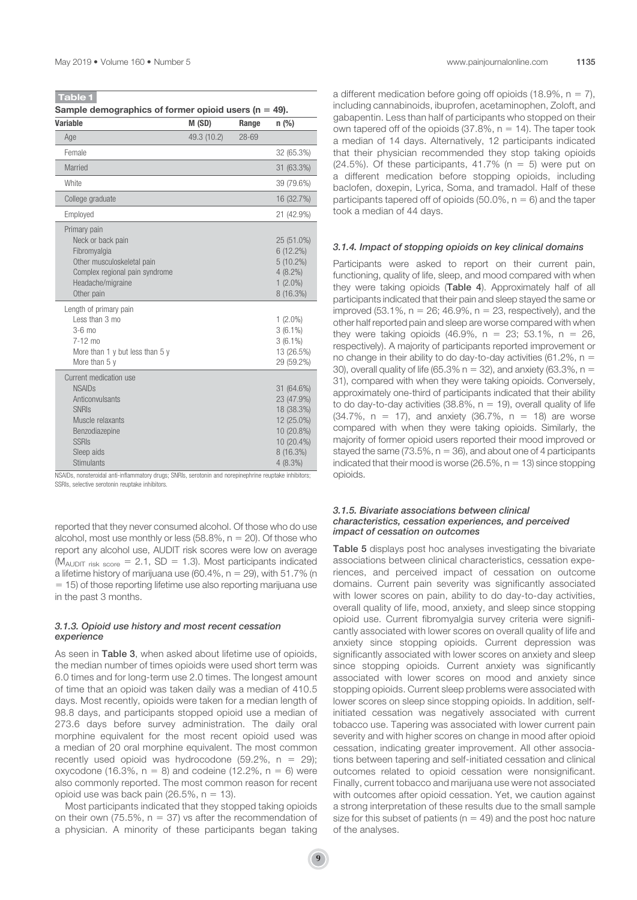**Table 1**

**Sample demographics of former opioid users (n = 49).**

| Variable | M (SD) | Range | n (%) |
|---|---|---|---|
| Age | 49.3 (10.2) | 28-69 | |
| Female | | | 32 (65.3%) |
| Married | | | 31 (63.3%) |
| White | | | 39 (79.6%) |
| College graduate | | | 16 (32.7%) |
| Employed | | | 21 (42.9%) |
| Primary pain | | | |
| Neck or back pain | | | 25 (51.0%) |
| Fibromyalgia | | | 6 (12.2%) |
| Other musculoskeletal pain | | | 5 (10.2%) |
| Complex regional pain syndrome | | | 4 (8.2%) |
| Headache/migraine | | | 1 (2.0%) |
| Other pain | | | 8 (16.3%) |
| Length of primary pain | | | |
| Less than 3 mo | | | 1 (2.0%) |
| 3-6 mo | | | 3 (6.1%) |
| 7-12 mo | | | 3 (6.1%) |
| More than 1 y but less than 5 y | | | 13 (26.5%) |
| More than 5 y | | | 29 (59.2%) |
| Current medication use | | | |
| NSAIDs | | | 31 (64.6%) |
| Anticonvulsants | | | 23 (47.9%) |
| SNRIs | | | 18 (38.3%) |
| Muscle relaxants | | | 12 (25.0%) |
| Benzodiazepine | | | 10 (20.8%) |
| SSRIs | | | 10 (20.4%) |
| Sleep aids | | | 8 (16.3%) |
| Stimulants | | | 4 (8.3%) |

NSAIDs, nonsteroidal anti-inflammatory drugs; SNRIs, serotonin and norepinephrine reuptake inhibitors; SSRIs, selective serotonin reuptake inhibitors.

reported that they never consumed alcohol. Of those who do use alcohol, most use monthly or less (58.8%, n = 20). Of those who report any alcohol use, AUDIT risk scores were low on average ($M_{AUDIT\ risk\ score}$ = 2.1, SD = 1.3). Most participants indicated a lifetime history of marijuana use (60.4%, n = 29), with 51.7% (n = 15) of those reporting lifetime use also reporting marijuana use in the past 3 months.

### 3.1.3. Opioid use history and most recent cessation experience

As seen in **Table 3**, when asked about lifetime use of opioids, the median number of times opioids were used short term was 6.0 times and for long-term use 2.0 times. The longest amount of time that an opioid was taken daily was a median of 410.5 days. Most recently, opioids were taken for a median length of 98.8 days, and participants stopped opioid use a median of 273.6 days before survey administration. The daily oral morphine equivalent for the most recent opioid used was a median of 20 oral morphine equivalent. The most common recently used opioid was hydrocodone (59.2%, n = 29); oxycodone (16.3%, n = 8) and codeine (12.2%, n = 6) were also commonly reported. The most common reason for recent opioid use was back pain (26.5%, n = 13).

Most participants indicated that they stopped taking opioids on their own (75.5%, n = 37) vs after the recommendation of a physician. A minority of these participants began taking a different medication before going off opioids (18.9%, n = 7), including cannabinoids, ibuprofen, acetaminophen, Zoloft, and gabapentin. Less than half of participants who stopped on their own tapered off of the opioids (37.8%, n = 14). The taper took a median of 14 days. Alternatively, 12 participants indicated that their physician recommended they stop taking opioids (24.5%). Of these participants, 41.7% (n = 5) were put on a different medication before stopping opioids, including baclofen, doxepin, Lyrica, Soma, and tramadol. Half of these participants tapered off of opioids (50.0%, n = 6) and the taper took a median of 44 days.

### 3.1.4. Impact of stopping opioids on key clinical domains

Participants were asked to report on their current pain, functioning, quality of life, sleep, and mood compared with when they were taking opioids (**Table 4**). Approximately half of all participants indicated that their pain and sleep stayed the same or improved (53.1%, n = 26; 46.9%, n = 23, respectively), and the other half reported pain and sleep are worse compared with when they were taking opioids (46.9%, n = 23; 53.1%, n = 26, respectively). A majority of participants reported improvement or no change in their ability to do day-to-day activities (61.2%, n = 30), overall quality of life (65.3% n = 32), and anxiety (63.3%, n = 31), compared with when they were taking opioids. Conversely, approximately one-third of participants indicated that their ability to do day-to-day activities (38.8%, n = 19), overall quality of life (34.7%, n = 17), and anxiety (36.7%, n = 18) are worse compared with when they were taking opioids. Similarly, the majority of former opioid users reported their mood improved or stayed the same (73.5%, n = 36), and about one of 4 participants indicated that their mood is worse (26.5%, n = 13) since stopping opioids.

### 3.1.5. Bivariate associations between clinical characteristics, cessation experiences, and perceived impact of cessation on outcomes

**Table 5** displays post hoc analyses investigating the bivariate associations between clinical characteristics, cessation experiences, and perceived impact of cessation on outcome domains. Current pain severity was significantly associated with lower scores on pain, ability to do day-to-day activities, overall quality of life, mood, anxiety, and sleep since stopping opioid use. Current fibromyalgia survey criteria were significantly associated with lower scores on overall quality of life and anxiety since stopping opioids. Current depression was significantly associated with lower scores on anxiety and sleep since stopping opioids. Current anxiety was significantly associated with lower scores on mood and anxiety since stopping opioids. Current sleep problems were associated with lower scores on sleep since stopping opioids. In addition, self-initiated cessation was negatively associated with current tobacco use. Tapering was associated with lower current pain severity and with higher scores on change in mood after opioid cessation, indicating greater improvement. All other associations between tapering and self-initiated cessation and clinical outcomes related to opioid cessation were nonsignificant. Finally, current tobacco and marijuana use were not associated with outcomes after opioid cessation. Yet, we caution against a strong interpretation of these results due to the small sample size for this subset of patients (n = 49) and the post hoc nature of the analyses.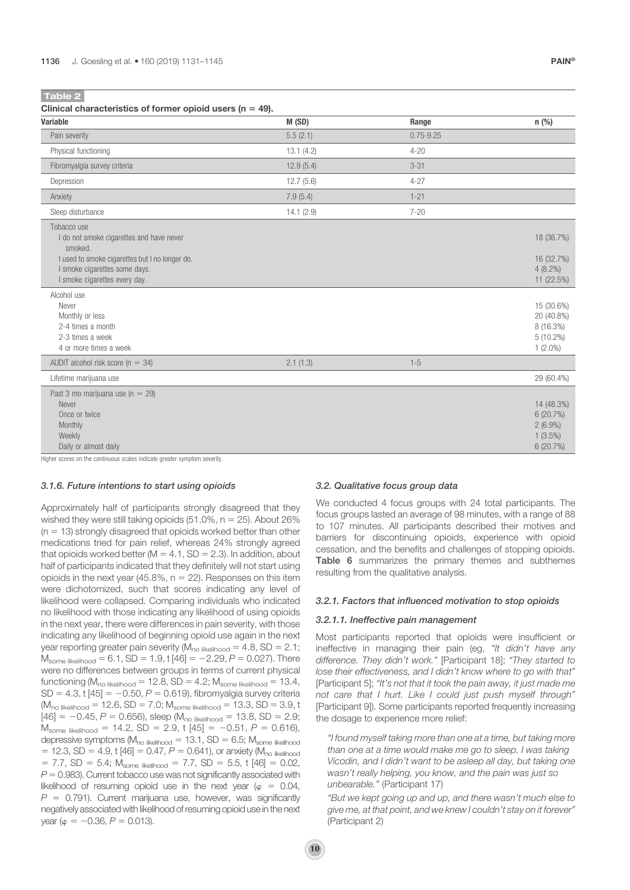**Table 2**

**Clinical characteristics of former opioid users (n = 49).**

| Variable | M (SD) | Range | n (%) |
|---|---|---|---|
| Pain severity | 5.5 (2.1) | 0.75-9.25 | |
| Physical functioning | 13.1 (4.2) | 4-20 | |
| Fibromyalgia survey criteria | 12.9 (5.4) | 3-31 | |
| Depression | 12.7 (5.6) | 4-27 | |
| Anxiety | 7.9 (5.4) | 1-21 | |
| Sleep disturbance | 14.1 (2.9) | 7-20 | |
| Tobacco use | | | |
| I do not smoke cigarettes and have never smoked. | | | 18 (36.7%) |
| I used to smoke cigarettes but I no longer do. | | | 16 (32.7%) |
| I smoke cigarettes some days. | | | 4 (8.2%) |
| I smoke cigarettes every day. | | | 11 (22.5%) |
| Alcohol use | | | |
| Never | | | 15 (30.6%) |
| Monthly or less | | | 20 (40.8%) |
| 2-4 times a month | | | 8 (16.3%) |
| 2-3 times a week | | | 5 (10.2%) |
| 4 or more times a week | | | 1 (2.0%) |
| AUDIT alcohol risk score (n = 34) | 2.1 (1.3) | 1-5 | |
| Lifetime marijuana use | | | 29 (60.4%) |
| Past 3 mo marijuana use (n = 29) | | | |
| Never | | | 14 (48.3%) |
| Once or twice | | | 6 (20.7%) |
| Monthly | | | 2 (6.9%) |
| Weekly | | | 1 (3.5%) |
| Daily or almost daily | | | 6 (20.7%) |

Higher scores on the continuous scales indicate greater symptom severity.

#### 3.1.6. Future intentions to start using opioids

Approximately half of participants strongly disagreed that they wished they were still taking opioids (51.0%, n = 25). About 26% (n = 13) strongly disagreed that opioids worked better than other medications tried for pain relief, whereas 24% strongly agreed that opioids worked better (M = 4.1, SD = 2.3). In addition, about half of participants indicated that they definitely will not start using opioids in the next year (45.8%, n = 22). Responses on this item were dichotomized, such that scores indicating any level of likelihood were collapsed. Comparing individuals who indicated no likelihood with those indicating any likelihood of using opioids in the next year, there were differences in pain severity, with those indicating any likelihood of beginning opioid use again in the next year reporting greater pain severity ($M_{\text{no likelihood}} = 4.8$, SD = 2.1; $M_{\text{some likelihood}} = 6.1$, SD = 1.9, $t\,[46] = -2.29$, $P = 0.027$). There were no differences between groups in terms of current physical functioning ($M_{\text{no likelihood}} = 12.8$, SD = 4.2; $M_{\text{some likelihood}} = 13.4$, SD = 4.3, $t\,[45] = -0.50$, $P = 0.619$), fibromyalgia survey criteria ($M_{\text{no likelihood}} = 12.6$, SD = 7.0; $M_{\text{some likelihood}} = 13.3$, SD = 3.9, $t\,[46] = -0.45$, $P = 0.656$), sleep ($M_{\text{no likelihood}} = 13.8$, SD = 2.9; $M_{\text{some likelihood}} = 14.2$, SD = 2.9, $t\,[45] = -0.51$, $P = 0.616$), depressive symptoms ($M_{\text{no likelihood}} = 13.1$, SD = 6.5; $M_{\text{some likelihood}} = 12.3$, SD = 4.9, $t\,[46] = 0.47$, $P = 0.641$), or anxiety ($M_{\text{no likelihood}} = 7.7$, SD = 5.4; $M_{\text{some likelihood}} = 7.7$, SD = 5.5, $t\,[46] = 0.02$, $P = 0.983$). Current tobacco use was not significantly associated with likelihood of resuming opioid use in the next year ($\varphi = 0.04$, $P = 0.791$). Current marijuana use, however, was significantly negatively associated with likelihood of resuming opioid use in the next year ($\varphi = -0.36$, $P = 0.013$).

### 3.2. Qualitative focus group data

We conducted 4 focus groups with 24 total participants. The focus groups lasted an average of 98 minutes, with a range of 88 to 107 minutes. All participants described their motives and barriers for discontinuing opioids, experience with opioid cessation, and the benefits and challenges of stopping opioids. **Table 6** summarizes the primary themes and subthemes resulting from the qualitative analysis.

#### 3.2.1. Factors that influenced motivation to stop opioids

##### 3.2.1.1. Ineffective pain management

Most participants reported that opioids were insufficient or ineffective in managing their pain (eg, *"It didn't have any difference. They didn't work."* [Participant 18]; *"They started to lose their effectiveness, and I didn't know where to go with that"* [Participant 5]; *"It's not that it took the pain away, it just made me not care that I hurt. Like I could just push myself through"* [Participant 9]). Some participants reported frequently increasing the dosage to experience more relief:

> *"I found myself taking more than one at a time, but taking more than one at a time would make me go to sleep. I was taking Vicodin, and I didn't want to be asleep all day, but taking one wasn't really helping, you know, and the pain was just so unbearable."* (Participant 17)

> *"But we kept going up and up, and there wasn't much else to give me, at that point, and we knew I couldn't stay on it forever"* (Participant 2)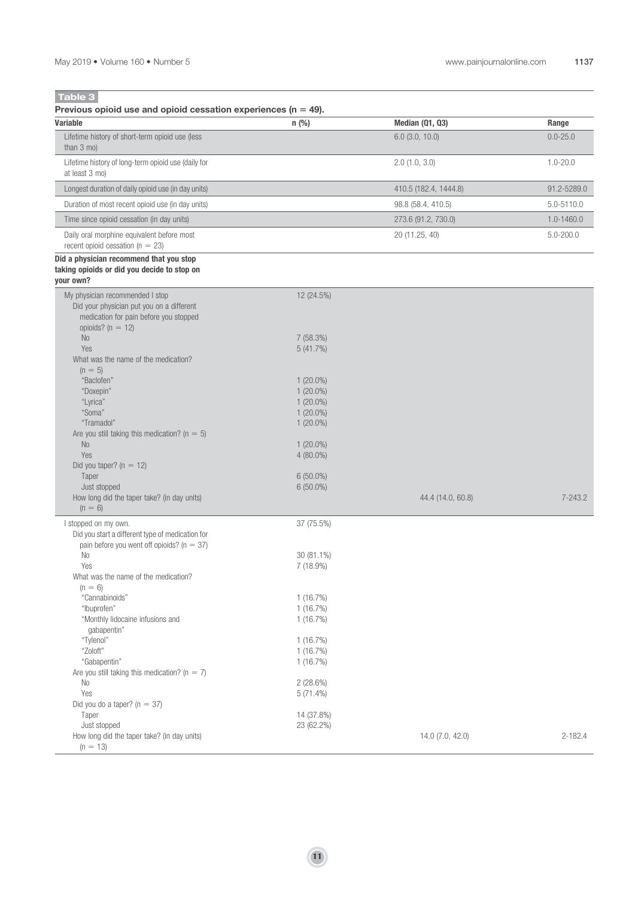**Table 3**

**Previous opioid use and opioid cessation experiences (n = 49).**

| Variable | n (%) | Median (Q1, Q3) | Range |
|---|---|---|---|
| Lifetime history of short-term opioid use (less than 3 mo) | | 6.0 (3.0, 10.0) | 0.0-25.0 |
| Lifetime history of long-term opioid use (daily for at least 3 mo) | | 2.0 (1.0, 3.0) | 1.0-20.0 |
| Longest duration of daily opioid use (in day units) | | 410.5 (182.4, 1444.8) | 91.2-5289.0 |
| Duration of most recent opioid use (in day units) | | 98.8 (58.4, 410.5) | 5.0-5110.0 |
| Time since opioid cessation (in day units) | | 273.6 (91.2, 730.0) | 1.0-1460.0 |
| Daily oral morphine equivalent before most recent opioid cessation (n = 23) | | 20 (11.25, 40) | 5.0-200.0 |
| **Did a physician recommend that you stop taking opioids or did you decide to stop on your own?** | | | |
| My physician recommended I stop | 12 (24.5%) | | |
| Did your physician put you on a different medication for pain before you stopped opioids? (n = 12) | | | |
| No | 7 (58.3%) | | |
| Yes | 5 (41.7%) | | |
| What was the name of the medication? (n = 5) | | | |
| "Baclofen" | 1 (20.0%) | | |
| "Doxepin" | 1 (20.0%) | | |
| "Lyrica" | 1 (20.0%) | | |
| "Soma" | 1 (20.0%) | | |
| "Tramadol" | 1 (20.0%) | | |
| Are you still taking this medication? (n = 5) | | | |
| No | 1 (20.0%) | | |
| Yes | 4 (80.0%) | | |
| Did you taper? (n = 12) | | | |
| Taper | 6 (50.0%) | | |
| Just stopped | 6 (50.0%) | | |
| How long did the taper take? (in day units) (n = 6) | | 44.4 (14.0, 60.8) | 7-243.2 |
| I stopped on my own. | 37 (75.5%) | | |
| Did you start a different type of medication for pain before you went off opioids? (n = 37) | | | |
| No | 30 (81.1%) | | |
| Yes | 7 (18.9%) | | |
| What was the name of the medication? (n = 6) | | | |
| "Cannabinoids" | 1 (16.7%) | | |
| "Ibuprofen" | 1 (16.7%) | | |
| "Monthly lidocaine infusions and gabapentin" | 1 (16.7%) | | |
| "Tylenol" | 1 (16.7%) | | |
| "Zoloft" | 1 (16.7%) | | |
| "Gabapentin" | 1 (16.7%) | | |
| Are you still taking this medication? (n = 7) | | | |
| No | 2 (28.6%) | | |
| Yes | 5 (71.4%) | | |
| Did you do a taper? (n = 37) | | | |
| Taper | 14 (37.8%) | | |
| Just stopped | 23 (62.2%) | | |
| How long did the taper take? (in day units) (n = 13) | | 14.0 (7.0, 42.0) | 2-182.4 |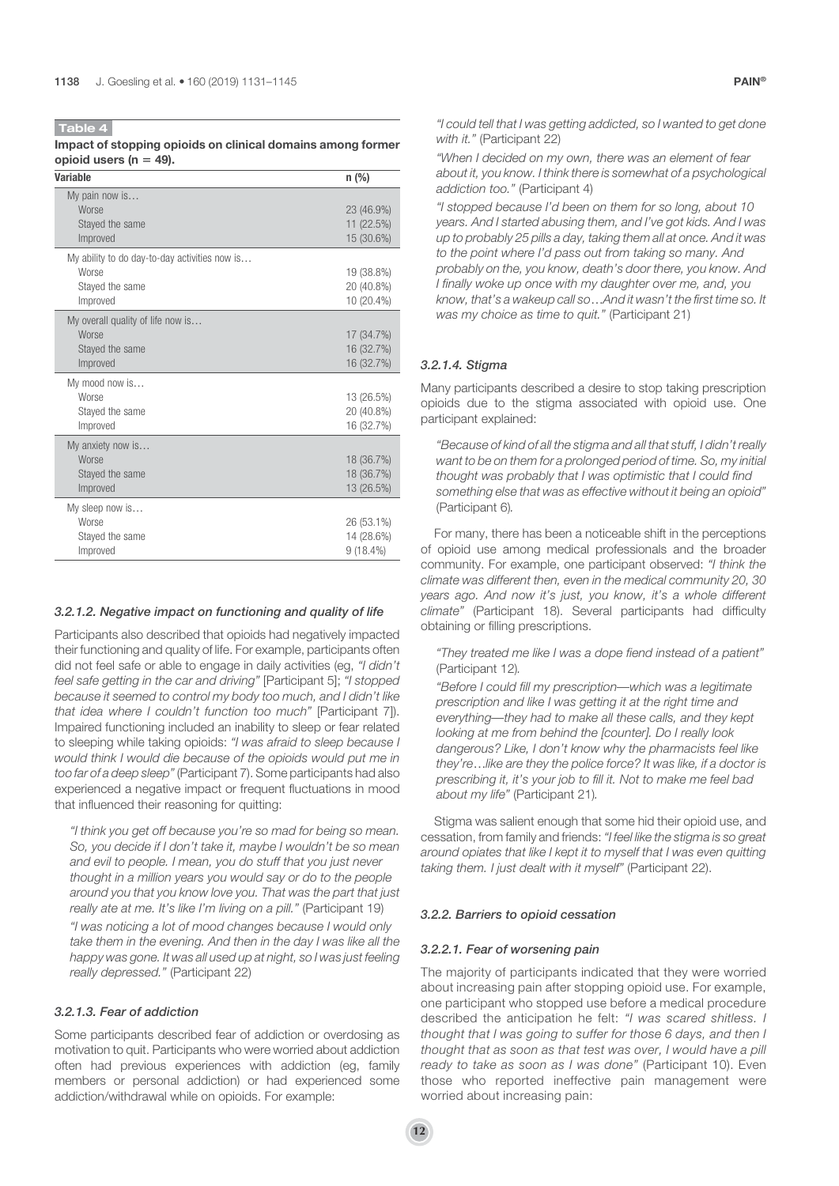**Table 4**

**Impact of stopping opioids on clinical domains among former opioid users (n = 49).**

| Variable | n (%) |
| --- | --- |
| My pain now is… | |
| Worse | 23 (46.9%) |
| Stayed the same | 11 (22.5%) |
| Improved | 15 (30.6%) |
| My ability to do day-to-day activities now is… | |
| Worse | 19 (38.8%) |
| Stayed the same | 20 (40.8%) |
| Improved | 10 (20.4%) |
| My overall quality of life now is… | |
| Worse | 17 (34.7%) |
| Stayed the same | 16 (32.7%) |
| Improved | 16 (32.7%) |
| My mood now is… | |
| Worse | 13 (26.5%) |
| Stayed the same | 20 (40.8%) |
| Improved | 16 (32.7%) |
| My anxiety now is… | |
| Worse | 18 (36.7%) |
| Stayed the same | 18 (36.7%) |
| Improved | 13 (26.5%) |
| My sleep now is… | |
| Worse | 26 (53.1%) |
| Stayed the same | 14 (28.6%) |
| Improved | 9 (18.4%) |

#### 3.2.1.2. Negative impact on functioning and quality of life

Participants also described that opioids had negatively impacted their functioning and quality of life. For example, participants often did not feel safe or able to engage in daily activities (eg, *"I didn't feel safe getting in the car and driving"* [Participant 5]; *"I stopped because it seemed to control my body too much, and I didn't like that idea where I couldn't function too much"* [Participant 7]). Impaired functioning included an inability to sleep or fear related to sleeping while taking opioids: *"I was afraid to sleep because I would think I would die because of the opioids would put me in too far of a deep sleep"* (Participant 7). Some participants had also experienced a negative impact or frequent fluctuations in mood that influenced their reasoning for quitting:

> *"I think you get off because you're so mad for being so mean. So, you decide if I don't take it, maybe I wouldn't be so mean and evil to people. I mean, you do stuff that you just never thought in a million years you would say or do to the people around you that you know love you. That was the part that just really ate at me. It's like I'm living on a pill."* (Participant 19)
>
> *"I was noticing a lot of mood changes because I would only take them in the evening. And then in the day I was like all the happy was gone. It was all used up at night, so I was just feeling really depressed."* (Participant 22)

#### 3.2.1.3. Fear of addiction

Some participants described fear of addiction or overdosing as motivation to quit. Participants who were worried about addiction often had previous experiences with addiction (eg, family members or personal addiction) or had experienced some addiction/withdrawal while on opioids. For example:

> *"I could tell that I was getting addicted, so I wanted to get done with it."* (Participant 22)
>
> *"When I decided on my own, there was an element of fear about it, you know. I think there is somewhat of a psychological addiction too."* (Participant 4)
>
> *"I stopped because I'd been on them for so long, about 10 years. And I started abusing them, and I've got kids. And I was up to probably 25 pills a day, taking them all at once. And it was to the point where I'd pass out from taking so many. And probably on the, you know, death's door there, you know. And I finally woke up once with my daughter over me, and, you know, that's a wakeup call so…And it wasn't the first time so. It was my choice as time to quit."* (Participant 21)

#### 3.2.1.4. Stigma

Many participants described a desire to stop taking prescription opioids due to the stigma associated with opioid use. One participant explained:

> *"Because of kind of all the stigma and all that stuff, I didn't really want to be on them for a prolonged period of time. So, my initial thought was probably that I was optimistic that I could find something else that was as effective without it being an opioid"* (Participant 6).

For many, there has been a noticeable shift in the perceptions of opioid use among medical professionals and the broader community. For example, one participant observed: *"I think the climate was different then, even in the medical community 20, 30 years ago. And now it's just, you know, it's a whole different climate"* (Participant 18). Several participants had difficulty obtaining or filling prescriptions.

> *"They treated me like I was a dope fiend instead of a patient"* (Participant 12).
>
> *"Before I could fill my prescription—which was a legitimate prescription and like I was getting it at the right time and everything—they had to make all these calls, and they kept looking at me from behind the [counter]. Do I really look dangerous? Like, I don't know why the pharmacists feel like they're…like are they the police force? It was like, if a doctor is prescribing it, it's your job to fill it. Not to make me feel bad about my life"* (Participant 21).

Stigma was salient enough that some hid their opioid use, and cessation, from family and friends: *"I feel like the stigma is so great around opiates that like I kept it to myself that I was even quitting taking them. I just dealt with it myself"* (Participant 22).

### 3.2.2. Barriers to opioid cessation

#### 3.2.2.1. Fear of worsening pain

The majority of participants indicated that they were worried about increasing pain after stopping opioid use. For example, one participant who stopped use before a medical procedure described the anticipation he felt: *"I was scared shitless. I thought that I was going to suffer for those 6 days, and then I thought that as soon as that test was over, I would have a pill ready to take as soon as I was done"* (Participant 10). Even those who reported ineffective pain management were worried about increasing pain: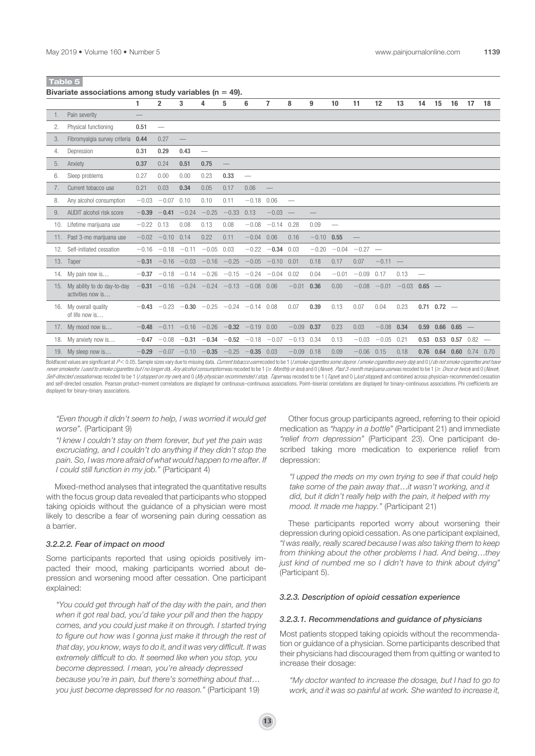**Table 5**

**Bivariate associations among study variables (n = 49).**

| | 1 | 2 | 3 | 4 | 5 | 6 | 7 | 8 | 9 | 10 | 11 | 12 | 13 | 14 | 15 | 16 | 17 | 18 |
|---|---|---|---|---|---|---|---|---|---|---|---|---|---|---|---|---|---|---|
| 1. Pain severity | — | | | | | | | | | | | | | | | | | |
| 2. Physical functioning | **0.51** | — | | | | | | | | | | | | | | | | |
| 3. Fibromyalgia survey criteria | **0.44** | 0.27 | — | | | | | | | | | | | | | | | |
| 4. Depression | **0.31** | 0.29 | **0.43** | — | | | | | | | | | | | | | | |
| 5. Anxiety | **0.37** | 0.24 | **0.51** | **0.75** | — | | | | | | | | | | | | | |
| 6. Sleep problems | 0.27 | 0.00 | 0.00 | 0.23 | **0.33** | — | | | | | | | | | | | | |
| 7. Current tobacco use | 0.21 | 0.03 | **0.34** | 0.05 | 0.17 | 0.06 | — | | | | | | | | | | | |
| 8. Any alcohol consumption | −0.03 | −0.07 | 0.10 | 0.10 | 0.11 | −0.18 | 0.06 | — | | | | | | | | | | |
| 9. AUDIT alcohol risk score | **−0.39** | **−0.41** | −0.24 | −0.25 | −0.33 | 0.13 | −0.03 | — | — | | | | | | | | | |
| 10. Lifetime marijuana use | −0.22 | 0.13 | 0.08 | 0.13 | 0.08 | −0.08 | −0.14 | 0.28 | 0.09 | — | | | | | | | | |
| 11. Past 3-mo marijuana use | −0.02 | −0.10 | 0.14 | 0.22 | 0.11 | −0.04 | 0.06 | 0.16 | −0.10 | **0.55** | — | | | | | | | |
| 12. Self-initiated cessation | −0.16 | −0.18 | −0.11 | −0.05 | 0.03 | −0.22 | **−0.34** | 0.03 | −0.20 | −0.04 | −0.27 | — | | | | | | |
| 13. Taper | **−0.31** | −0.16 | −0.03 | −0.16 | −0.25 | −0.05 | −0.10 | 0.01 | 0.18 | 0.17 | 0.07 | −0.11 | — | | | | | |
| 14. My pain now is… | **−0.37** | −0.18 | −0.14 | −0.26 | −0.15 | −0.24 | −0.04 | 0.02 | 0.04 | −0.01 | −0.09 | 0.17 | 0.13 | — | | | | |
| 15. My ability to do day-to-day activities now is… | **−0.31** | −0.16 | −0.24 | −0.24 | −0.13 | −0.08 | 0.06 | −0.01 | **0.36** | 0.00 | −0.08 | −0.01 | −0.03 | **0.65** | — | | | |
| 16. My overall quality of life now is… | **−0.43** | −0.23 | **−0.30** | −0.25 | −0.24 | −0.14 | 0.08 | 0.07 | **0.39** | 0.13 | 0.07 | 0.04 | 0.23 | **0.71** | **0.72** | — | | |
| 17. My mood now is… | **−0.48** | −0.11 | −0.16 | −0.26 | **−0.32** | −0.19 | 0.00 | −0.09 | **0.37** | 0.23 | 0.03 | −0.08 | **0.34** | **0.59** | **0.66** | **0.65** | — | |
| 18. My anxiety now is… | **−0.47** | −0.08 | **−0.31** | **−0.34** | **−0.52** | −0.18 | −0.07 | −0.13 | 0.34 | 0.13 | −0.03 | −0.05 | 0.21 | **0.53** | **0.53** | **0.57** | 0.82 | — |
| 19. My sleep now is… | **−0.29** | −0.07 | −0.10 | **−0.35** | −0.25 | **−0.35** | 0.03 | −0.09 | 0.18 | 0.09 | −0.06 | 0.15 | 0.18 | **0.76** | **0.64** | **0.60** | 0.74 | 0.70 |

Boldfaced values are significant at $P < 0.05$. Sample sizes vary due to missing data. *Current tobacco use* recoded to be 1 (*I smoke cigarettes some days* or *I smoke cigarettes every day*) and 0 (*I do not smoke cigarettes and have never smoked* or *I used to smoke cigarettes but I no longer do*). *Any alcohol consumption* was recoded to be 1 (≥ *Monthly or less*) and 0 (*Never*). *Past 3-month marijuana use* was recoded to be 1 (≥ *Once or twice*) and 0 (*Never*). *Self-directed cessation* was recoded to be 1 (*I stopped on my own*) and 0 (*My physician recommended I stop*). *Taper* was recoded to be 1 (*Taper*) and 0 (*Just stopped*) and combined across physician-recommended cessation and self-directed cessation. Pearson product–moment correlations are displayed for continuous–continuous associations. Point–biserial correlations are displayed for binary–continuous associations. Phi coefficients are displayed for binary–binary associations.

> *"Even though it didn't seem to help, I was worried it would get worse".* (Participant 9)

> *"I knew I couldn't stay on them forever, but yet the pain was excruciating, and I couldn't do anything if they didn't stop the pain. So, I was more afraid of what would happen to me after. If I could still function in my job."* (Participant 4)

Mixed-method analyses that integrated the quantitative results with the focus group data revealed that participants who stopped taking opioids without the guidance of a physician were most likely to describe a fear of worsening pain during cessation as a barrier.

#### *3.2.2.2. Fear of impact on mood*

Some participants reported that using opioids positively impacted their mood, making participants worried about depression and worsening mood after cessation. One participant explained:

> *"You could get through half of the day with the pain, and then when it got real bad, you'd take your pill and then the happy comes, and you could just make it on through. I started trying to figure out how was I gonna just make it through the rest of that day, you know, ways to do it, and it was very difficult. It was extremely difficult to do. It seemed like when you stop, you become depressed. I mean, you're already depressed because you're in pain, but there's something about that… you just become depressed for no reason."* (Participant 19)

Other focus group participants agreed, referring to their opioid medication as *"happy in a bottle"* (Participant 21) and immediate *"relief from depression"* (Participant 23). One participant described taking more medication to experience relief from depression:

> *"I upped the meds on my own trying to see if that could help take some of the pain away that…it wasn't working, and it did, but it didn't really help with the pain, it helped with my mood. It made me happy."* (Participant 21)

These participants reported worry about worsening their depression during opioid cessation. As one participant explained, *"I was really, really scared because I was also taking them to keep from thinking about the other problems I had. And being…they just kind of numbed me so I didn't have to think about dying"* (Participant 5).

### *3.2.3. Description of opioid cessation experience*

#### *3.2.3.1. Recommendations and guidance of physicians*

Most patients stopped taking opioids without the recommendation or guidance of a physician. Some participants described that their physicians had discouraged them from quitting or wanted to increase their dosage:

> *"My doctor wanted to increase the dosage, but I had to go to work, and it was so painful at work. She wanted to increase it,*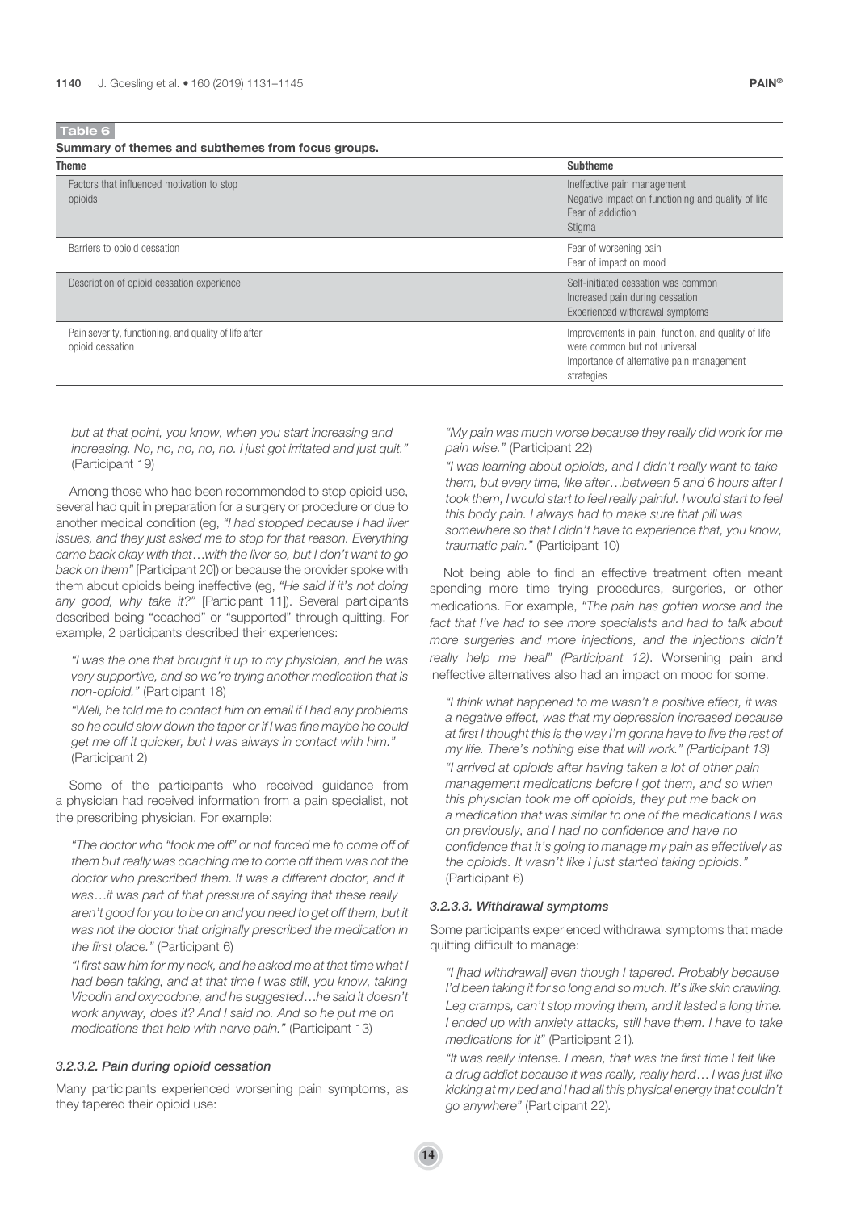**Table 6**

**Summary of themes and subthemes from focus groups.**

| Theme | Subtheme |
| --- | --- |
| Factors that influenced motivation to stop opioids | Ineffective pain management<br>Negative impact on functioning and quality of life<br>Fear of addiction<br>Stigma |
| Barriers to opioid cessation | Fear of worsening pain<br>Fear of impact on mood |
| Description of opioid cessation experience | Self-initiated cessation was common<br>Increased pain during cessation<br>Experienced withdrawal symptoms |
| Pain severity, functioning, and quality of life after opioid cessation | Improvements in pain, function, and quality of life were common but not universal<br>Importance of alternative pain management strategies |

> *but at that point, you know, when you start increasing and increasing. No, no, no, no, no. I just got irritated and just quit."* (Participant 19)

Among those who had been recommended to stop opioid use, several had quit in preparation for a surgery or procedure or due to another medical condition (eg, *"I had stopped because I had liver issues, and they just asked me to stop for that reason. Everything came back okay with that…with the liver so, but I don't want to go back on them"* [Participant 20]) or because the provider spoke with them about opioids being ineffective (eg, *"He said if it's not doing any good, why take it?"* [Participant 11]). Several participants described being "coached" or "supported" through quitting. For example, 2 participants described their experiences:

> *"I was the one that brought it up to my physician, and he was very supportive, and so we're trying another medication that is non-opioid."* (Participant 18)
>
> *"Well, he told me to contact him on email if I had any problems so he could slow down the taper or if I was fine maybe he could get me off it quicker, but I was always in contact with him."* (Participant 2)

Some of the participants who received guidance from a physician had received information from a pain specialist, not the prescribing physician. For example:

> *"The doctor who "took me off" or not forced me to come off of them but really was coaching me to come off them was not the doctor who prescribed them. It was a different doctor, and it was…it was part of that pressure of saying that these really aren't good for you to be on and you need to get off them, but it was not the doctor that originally prescribed the medication in the first place."* (Participant 6)
>
> *"I first saw him for my neck, and he asked me at that time what I had been taking, and at that time I was still, you know, taking Vicodin and oxycodone, and he suggested…he said it doesn't work anyway, does it? And I said no. And so he put me on medications that help with nerve pain."* (Participant 13)

#### 3.2.3.2. Pain during opioid cessation

Many participants experienced worsening pain symptoms, as they tapered their opioid use:

> *"My pain was much worse because they really did work for me pain wise."* (Participant 22)
>
> *"I was learning about opioids, and I didn't really want to take them, but every time, like after…between 5 and 6 hours after I took them, I would start to feel really painful. I would start to feel this body pain. I always had to make sure that pill was somewhere so that I didn't have to experience that, you know, traumatic pain."* (Participant 10)

Not being able to find an effective treatment often meant spending more time trying procedures, surgeries, or other medications. For example, *"The pain has gotten worse and the fact that I've had to see more specialists and had to talk about more surgeries and more injections, and the injections didn't really help me heal" (Participant 12)*. Worsening pain and ineffective alternatives also had an impact on mood for some.

> *"I think what happened to me wasn't a positive effect, it was a negative effect, was that my depression increased because at first I thought this is the way I'm gonna have to live the rest of my life. There's nothing else that will work." (Participant 13)*
>
> *"I arrived at opioids after having taken a lot of other pain management medications before I got them, and so when this physician took me off opioids, they put me back on a medication that was similar to one of the medications I was on previously, and I had no confidence and have no confidence that it's going to manage my pain as effectively as the opioids. It wasn't like I just started taking opioids."* (Participant 6)

#### 3.2.3.3. Withdrawal symptoms

Some participants experienced withdrawal symptoms that made quitting difficult to manage:

> *"I [had withdrawal] even though I tapered. Probably because I'd been taking it for so long and so much. It's like skin crawling. Leg cramps, can't stop moving them, and it lasted a long time. I ended up with anxiety attacks, still have them. I have to take medications for it"* (Participant 21).
>
> *"It was really intense. I mean, that was the first time I felt like a drug addict because it was really, really hard… I was just like kicking at my bed and I had all this physical energy that couldn't go anywhere"* (Participant 22).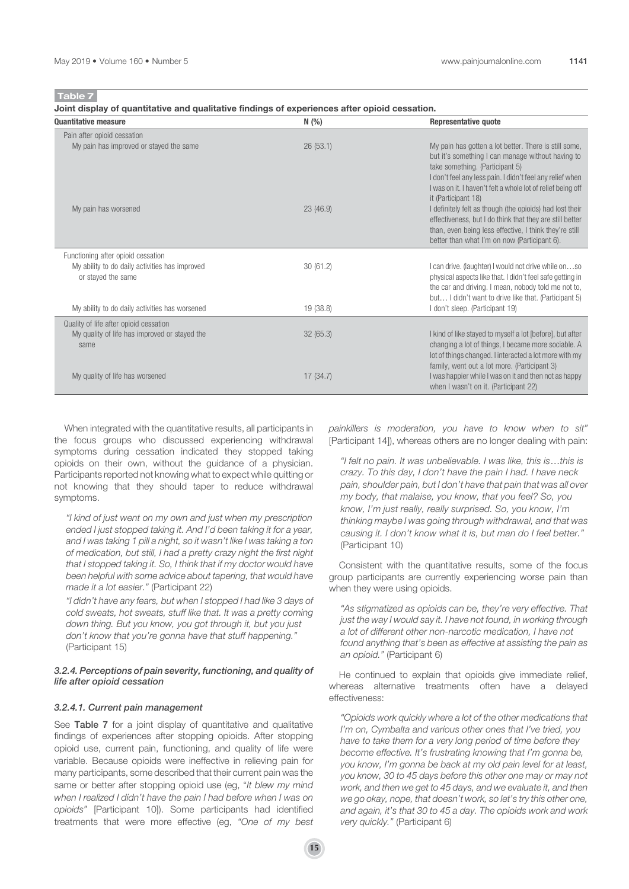**Table 7**

**Joint display of quantitative and qualitative findings of experiences after opioid cessation.**

| Quantitative measure | N (%) | Representative quote |
|---|---|---|
| Pain after opioid cessation | | |
| My pain has improved or stayed the same | 26 (53.1) | My pain has gotten a lot better. There is still some, but it's something I can manage without having to take something. (Participant 5) I don't feel any less pain. I didn't feel any relief when I was on it. I haven't felt a whole lot of relief being off it (Participant 18) |
| My pain has worsened | 23 (46.9) | I definitely felt as though (the opioids) had lost their effectiveness, but I do think that they are still better than, even being less effective, I think they're still better than what I'm on now (Participant 6). |
| Functioning after opioid cessation | | |
| My ability to do daily activities has improved or stayed the same | 30 (61.2) | I can drive. (laughter) I would not drive while on…so physical aspects like that. I didn't feel safe getting in the car and driving. I mean, nobody told me not to, but… I didn't want to drive like that. (Participant 5) |
| My ability to do daily activities has worsened | 19 (38.8) | I don't sleep. (Participant 19) |
| Quality of life after opioid cessation | | |
| My quality of life has improved or stayed the same | 32 (65.3) | I kind of like stayed to myself a lot [before], but after changing a lot of things, I became more sociable. A lot of things changed. I interacted a lot more with my family, went out a lot more. (Participant 3) |
| My quality of life has worsened | 17 (34.7) | I was happier while I was on it and then not as happy when I wasn't on it. (Participant 22) |

When integrated with the quantitative results, all participants in the focus groups who discussed experiencing withdrawal symptoms during cessation indicated they stopped taking opioids on their own, without the guidance of a physician. Participants reported not knowing what to expect while quitting or not knowing that they should taper to reduce withdrawal symptoms.

> *"I kind of just went on my own and just when my prescription ended I just stopped taking it. And I'd been taking it for a year, and I was taking 1 pill a night, so it wasn't like I was taking a ton of medication, but still, I had a pretty crazy night the first night that I stopped taking it. So, I think that if my doctor would have been helpful with some advice about tapering, that would have made it a lot easier."* (Participant 22)

> *"I didn't have any fears, but when I stopped I had like 3 days of cold sweats, hot sweats, stuff like that. It was a pretty coming down thing. But you know, you got through it, but you just don't know that you're gonna have that stuff happening."* (Participant 15)

#### *3.2.4. Perceptions of pain severity, functioning, and quality of life after opioid cessation*

##### *3.2.4.1. Current pain management*

See **Table 7** for a joint display of quantitative and qualitative findings of experiences after stopping opioids. After stopping opioid use, current pain, functioning, and quality of life were variable. Because opioids were ineffective in relieving pain for many participants, some described that their current pain was the same or better after stopping opioid use (eg, "*It blew my mind when I realized I didn't have the pain I had before when I was on opioids"* [Participant 10]). Some participants had identified treatments that were more effective (eg, *"One of my best painkillers is moderation, you have to know when to sit"* [Participant 14]), whereas others are no longer dealing with pain:

> *"I felt no pain. It was unbelievable. I was like, this is…this is crazy. To this day, I don't have the pain I had. I have neck pain, shoulder pain, but I don't have that pain that was all over my body, that malaise, you know, that you feel? So, you know, I'm just really, really surprised. So, you know, I'm thinking maybe I was going through withdrawal, and that was causing it. I don't know what it is, but man do I feel better."* (Participant 10)

Consistent with the quantitative results, some of the focus group participants are currently experiencing worse pain than when they were using opioids.

> *"As stigmatized as opioids can be, they're very effective. That just the way I would say it. I have not found, in working through a lot of different other non-narcotic medication, I have not found anything that's been as effective at assisting the pain as an opioid."* (Participant 6)

He continued to explain that opioids give immediate relief, whereas alternative treatments often have a delayed effectiveness:

> *"Opioids work quickly where a lot of the other medications that I'm on, Cymbalta and various other ones that I've tried, you have to take them for a very long period of time before they become effective. It's frustrating knowing that I'm gonna be, you know, I'm gonna be back at my old pain level for at least, you know, 30 to 45 days before this other one may or may not work, and then we get to 45 days, and we evaluate it, and then we go okay, nope, that doesn't work, so let's try this other one, and again, it's that 30 to 45 a day. The opioids work and work very quickly."* (Participant 6)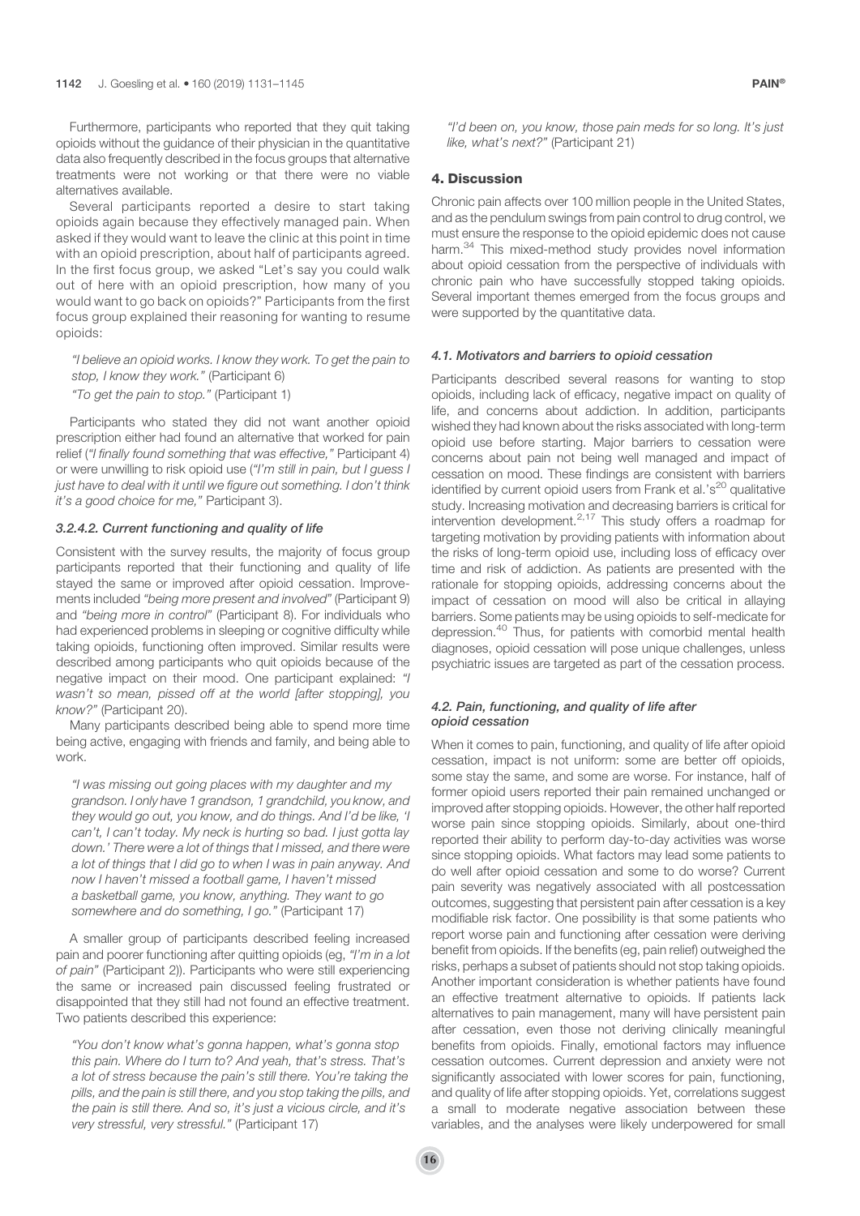Furthermore, participants who reported that they quit taking opioids without the guidance of their physician in the quantitative data also frequently described in the focus groups that alternative treatments were not working or that there were no viable alternatives available.

Several participants reported a desire to start taking opioids again because they effectively managed pain. When asked if they would want to leave the clinic at this point in time with an opioid prescription, about half of participants agreed. In the first focus group, we asked "Let's say you could walk out of here with an opioid prescription, how many of you would want to go back on opioids?" Participants from the first focus group explained their reasoning for wanting to resume opioids:

> *"I believe an opioid works. I know they work. To get the pain to stop, I know they work."* (Participant 6)
>
> *"To get the pain to stop."* (Participant 1)

Participants who stated they did not want another opioid prescription either had found an alternative that worked for pain relief (*"I finally found something that was effective,"* Participant 4) or were unwilling to risk opioid use (*"I'm still in pain, but I guess I just have to deal with it until we figure out something. I don't think it's a good choice for me,"* Participant 3).

#### 3.2.4.2. Current functioning and quality of life

Consistent with the survey results, the majority of focus group participants reported that their functioning and quality of life stayed the same or improved after opioid cessation. Improvements included *"being more present and involved"* (Participant 9) and *"being more in control"* (Participant 8). For individuals who had experienced problems in sleeping or cognitive difficulty while taking opioids, functioning often improved. Similar results were described among participants who quit opioids because of the negative impact on their mood. One participant explained: *"I wasn't so mean, pissed off at the world [after stopping], you know?"* (Participant 20).

Many participants described being able to spend more time being active, engaging with friends and family, and being able to work.

> *"I was missing out going places with my daughter and my grandson. I only have 1 grandson, 1 grandchild, you know, and they would go out, you know, and do things. And I'd be like, 'I can't, I can't today. My neck is hurting so bad. I just gotta lay down.' There were a lot of things that I missed, and there were a lot of things that I did go to when I was in pain anyway. And now I haven't missed a football game, I haven't missed a basketball game, you know, anything. They want to go somewhere and do something, I go."* (Participant 17)

A smaller group of participants described feeling increased pain and poorer functioning after quitting opioids (eg, *"I'm in a lot of pain"* (Participant 2)). Participants who were still experiencing the same or increased pain discussed feeling frustrated or disappointed that they still had not found an effective treatment. Two patients described this experience:

> *"You don't know what's gonna happen, what's gonna stop this pain. Where do I turn to? And yeah, that's stress. That's a lot of stress because the pain's still there. You're taking the pills, and the pain is still there, and you stop taking the pills, and the pain is still there. And so, it's just a vicious circle, and it's very stressful, very stressful."* (Participant 17)
>
> *"I'd been on, you know, those pain meds for so long. It's just like, what's next?"* (Participant 21)

## 4. Discussion

Chronic pain affects over 100 million people in the United States, and as the pendulum swings from pain control to drug control, we must ensure the response to the opioid epidemic does not cause harm.[34] This mixed-method study provides novel information about opioid cessation from the perspective of individuals with chronic pain who have successfully stopped taking opioids. Several important themes emerged from the focus groups and were supported by the quantitative data.

### 4.1. Motivators and barriers to opioid cessation

Participants described several reasons for wanting to stop opioids, including lack of efficacy, negative impact on quality of life, and concerns about addiction. In addition, participants wished they had known about the risks associated with long-term opioid use before starting. Major barriers to cessation were concerns about pain not being well managed and impact of cessation on mood. These findings are consistent with barriers identified by current opioid users from Frank et al.'s[20] qualitative study. Increasing motivation and decreasing barriers is critical for intervention development.[2,17] This study offers a roadmap for targeting motivation by providing patients with information about the risks of long-term opioid use, including loss of efficacy over time and risk of addiction. As patients are presented with the rationale for stopping opioids, addressing concerns about the impact of cessation on mood will also be critical in allaying barriers. Some patients may be using opioids to self-medicate for depression.[40] Thus, for patients with comorbid mental health diagnoses, opioid cessation will pose unique challenges, unless psychiatric issues are targeted as part of the cessation process.

### 4.2. Pain, functioning, and quality of life after opioid cessation

When it comes to pain, functioning, and quality of life after opioid cessation, impact is not uniform: some are better off opioids, some stay the same, and some are worse. For instance, half of former opioid users reported their pain remained unchanged or improved after stopping opioids. However, the other half reported worse pain since stopping opioids. Similarly, about one-third reported their ability to perform day-to-day activities was worse since stopping opioids. What factors may lead some patients to do well after opioid cessation and some to do worse? Current pain severity was negatively associated with all postcessation outcomes, suggesting that persistent pain after cessation is a key modifiable risk factor. One possibility is that some patients who report worse pain and functioning after cessation were deriving benefit from opioids. If the benefits (eg, pain relief) outweighed the risks, perhaps a subset of patients should not stop taking opioids. Another important consideration is whether patients have found an effective treatment alternative to opioids. If patients lack alternatives to pain management, many will have persistent pain after cessation, even those not deriving clinically meaningful benefits from opioids. Finally, emotional factors may influence cessation outcomes. Current depression and anxiety were not significantly associated with lower scores for pain, functioning, and quality of life after stopping opioids. Yet, correlations suggest a small to moderate negative association between these variables, and the analyses were likely underpowered for small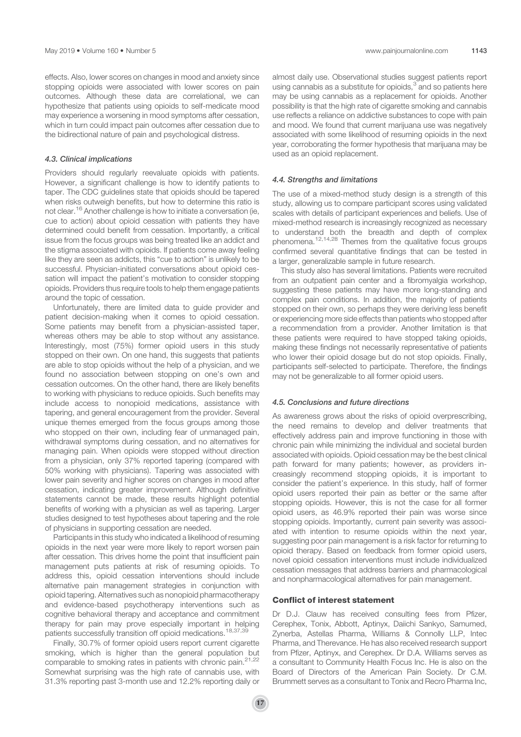effects. Also, lower scores on changes in mood and anxiety since stopping opioids were associated with lower scores on pain outcomes. Although these data are correlational, we can hypothesize that patients using opioids to self-medicate mood may experience a worsening in mood symptoms after cessation, which in turn could impact pain outcomes after cessation due to the bidirectional nature of pain and psychological distress.

### 4.3. Clinical implications

Providers should regularly reevaluate opioids with patients. However, a significant challenge is how to identify patients to taper. The CDC guidelines state that opioids should be tapered when risks outweigh benefits, but how to determine this ratio is not clear.[16] Another challenge is how to initiate a conversation (ie, cue to action) about opioid cessation with patients they have determined could benefit from cessation. Importantly, a critical issue from the focus groups was being treated like an addict and the stigma associated with opioids. If patients come away feeling like they are seen as addicts, this "cue to action" is unlikely to be successful. Physician-initiated conversations about opioid cessation will impact the patient's motivation to consider stopping opioids. Providers thus require tools to help them engage patients around the topic of cessation.

Unfortunately, there are limited data to guide provider and patient decision-making when it comes to opioid cessation. Some patients may benefit from a physician-assisted taper, whereas others may be able to stop without any assistance. Interestingly, most (75%) former opioid users in this study stopped on their own. On one hand, this suggests that patients are able to stop opioids without the help of a physician, and we found no association between stopping on one's own and cessation outcomes. On the other hand, there are likely benefits to working with physicians to reduce opioids. Such benefits may include access to nonopioid medications, assistance with tapering, and general encouragement from the provider. Several unique themes emerged from the focus groups among those who stopped on their own, including fear of unmanaged pain, withdrawal symptoms during cessation, and no alternatives for managing pain. When opioids were stopped without direction from a physician, only 37% reported tapering (compared with 50% working with physicians). Tapering was associated with lower pain severity and higher scores on changes in mood after cessation, indicating greater improvement. Although definitive statements cannot be made, these results highlight potential benefits of working with a physician as well as tapering. Larger studies designed to test hypotheses about tapering and the role of physicians in supporting cessation are needed.

Participants in this study who indicated a likelihood of resuming opioids in the next year were more likely to report worsen pain after cessation. This drives home the point that insufficient pain management puts patients at risk of resuming opioids. To address this, opioid cessation interventions should include alternative pain management strategies in conjunction with opioid tapering. Alternatives such as nonopioid pharmacotherapy and evidence-based psychotherapy interventions such as cognitive behavioral therapy and acceptance and commitment therapy for pain may prove especially important in helping patients successfully transition off opioid medications.[18,37,39]

Finally, 30.7% of former opioid users report current cigarette smoking, which is higher than the general population but comparable to smoking rates in patients with chronic pain.[21,22] Somewhat surprising was the high rate of cannabis use, with 31.3% reporting past 3-month use and 12.2% reporting daily or almost daily use. Observational studies suggest patients report using cannabis as a substitute for opioids,[3] and so patients here may be using cannabis as a replacement for opioids. Another possibility is that the high rate of cigarette smoking and cannabis use reflects a reliance on addictive substances to cope with pain and mood. We found that current marijuana use was negatively associated with some likelihood of resuming opioids in the next year, corroborating the former hypothesis that marijuana may be used as an opioid replacement.

### 4.4. Strengths and limitations

The use of a mixed-method study design is a strength of this study, allowing us to compare participant scores using validated scales with details of participant experiences and beliefs. Use of mixed-method research is increasingly recognized as necessary to understand both the breadth and depth of complex phenomena.[12,14,28] Themes from the qualitative focus groups confirmed several quantitative findings that can be tested in a larger, generalizable sample in future research.

This study also has several limitations. Patients were recruited from an outpatient pain center and a fibromyalgia workshop, suggesting these patients may have more long-standing and complex pain conditions. In addition, the majority of patients stopped on their own, so perhaps they were deriving less benefit or experiencing more side effects than patients who stopped after a recommendation from a provider. Another limitation is that these patients were required to have stopped taking opioids, making these findings not necessarily representative of patients who lower their opioid dosage but do not stop opioids. Finally, participants self-selected to participate. Therefore, the findings may not be generalizable to all former opioid users.

### 4.5. Conclusions and future directions

As awareness grows about the risks of opioid overprescribing, the need remains to develop and deliver treatments that effectively address pain and improve functioning in those with chronic pain while minimizing the individual and societal burden associated with opioids. Opioid cessation may be the best clinical path forward for many patients; however, as providers increasingly recommend stopping opioids, it is important to consider the patient's experience. In this study, half of former opioid users reported their pain as better or the same after stopping opioids. However, this is not the case for all former opioid users, as 46.9% reported their pain was worse since stopping opioids. Importantly, current pain severity was associated with intention to resume opioids within the next year, suggesting poor pain management is a risk factor for returning to opioid therapy. Based on feedback from former opioid users, novel opioid cessation interventions must include individualized cessation messages that address barriers and pharmacological and nonpharmacological alternatives for pain management.

## Conflict of interest statement

Dr D.J. Clauw has received consulting fees from Pfizer, Cerephex, Tonix, Abbott, Aptinyx, Daiichi Sankyo, Samumed, Zynerba, Astellas Pharma, Williams & Connolly LLP, Intec Pharma, and Therevance. He has also received research support from Pfizer, Aptinyx, and Cerephex. Dr D.A. Williams serves as a consultant to Community Health Focus Inc. He is also on the Board of Directors of the American Pain Society. Dr C.M. Brummett serves as a consultant to Tonix and Recro Pharma Inc,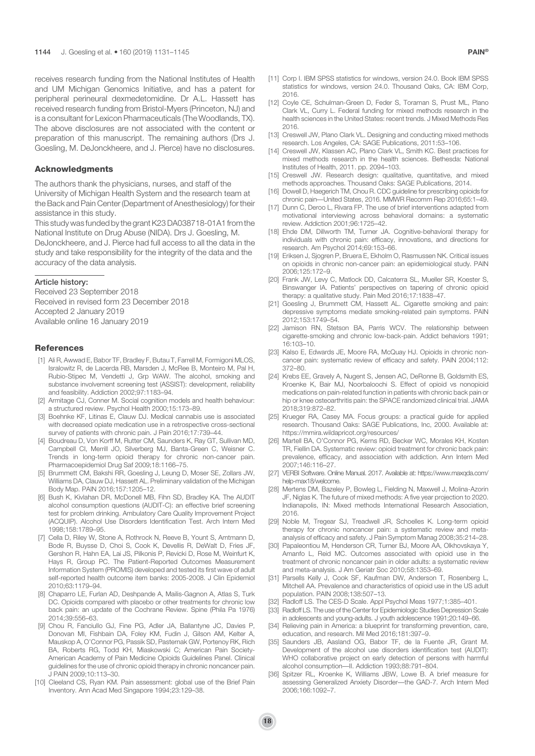receives research funding from the National Institutes of Health and UM Michigan Genomics Initiative, and has a patent for peripheral perineural dexmedetomidine. Dr A.L. Hassett has received research funding from Bristol-Myers (Princeton, NJ) and is a consultant for Lexicon Pharmaceuticals (The Woodlands, TX). The above disclosures are not associated with the content or preparation of this manuscript. The remaining authors (Drs J. Goesling, M. DeJonckheere, and J. Pierce) have no disclosures.

## Acknowledgments

The authors thank the physicians, nurses, and staff of the University of Michigan Health System and the research team at the Back and Pain Center (Department of Anesthesiology) for their assistance in this study.

This study was funded by the grant K23 DA038718-01A1 from the National Institute on Drug Abuse (NIDA). Drs J. Goesling, M. DeJonckheere, and J. Pierce had full access to all the data in the study and take responsibility for the integrity of the data and the accuracy of the data analysis.

### Article history:

Received 23 September 2018
Received in revised form 23 December 2018
Accepted 2 January 2019
Available online 16 January 2019

## References

[1] Ali R, Awwad E, Babor TF, Bradley F, Butau T, Farrell M, Formigoni MLOS, Isralowitz R, de Lacerda RB, Marsden J, McRee B, Monteiro M, Pal H, Rubio-Stipec M, Vendetti J, Grp WAW. The alcohol, smoking and substance involvement screening test (ASSIST): development, reliability and feasibility. Addiction 2002;97:1183–94.

[2] Armitage CJ, Conner M. Social cognition models and health behaviour: a structured review. Psychol Health 2000;15:173–89.

[3] Boehnke KF, Litinas E, Clauw DJ. Medical cannabis use is associated with decreased opiate medication use in a retrospective cross-sectional survey of patients with chronic pain. J Pain 2016;17:739–44.

[4] Boudreau D, Von Korff M, Rutter CM, Saunders K, Ray GT, Sullivan MD, Campbell CI, Merrill JO, Silverberg MJ, Banta-Green C, Weisner C. Trends in long-term opioid therapy for chronic non-cancer pain. Pharmacoepidemiol Drug Saf 2009;18:1166–75.

[5] Brummett CM, Bakshi RR, Goesling J, Leung D, Moser SE, Zollars JW, Williams DA, Clauw DJ, Hassett AL. Preliminary validation of the Michigan Body Map. PAIN 2016;157:1205–12.

[6] Bush K, Kivlahan DR, McDonell MB, Fihn SD, Bradley KA. The AUDIT alcohol consumption questions (AUDIT-C): an effective brief screening test for problem drinking. Ambulatory Care Quality Improvement Project (ACQUIP). Alcohol Use Disorders Identification Test. Arch Intern Med 1998;158:1789–95.

[7] Cella D, Riley W, Stone A, Rothrock N, Reeve B, Yount S, Amtmann D, Bode R, Buysse D, Choi S, Cook K, Devellis R, DeWalt D, Fries JF, Gershon R, Hahn EA, Lai JS, Pilkonis P, Revicki D, Rose M, Weinfurt K, Hays R, Group PC. The Patient-Reported Outcomes Measurement Information System (PROMIS) developed and tested its first wave of adult self-reported health outcome item banks: 2005-2008. J Clin Epidemiol 2010;63:1179–94.

[8] Chaparro LE, Furlan AD, Deshpande A, Mailis-Gagnon A, Atlas S, Turk DC. Opioids compared with placebo or other treatments for chronic low back pain: an update of the Cochrane Review. Spine (Phila Pa 1976) 2014;39:556–63.

[9] Chou R, Fanciullo GJ, Fine PG, Adler JA, Ballantyne JC, Davies P, Donovan MI, Fishbain DA, Foley KM, Fudin J, Gilson AM, Kelter A, Mauskop A, O'Connor PG, Passik SD, Pasternak GW, Portenoy RK, Rich BA, Roberts RG, Todd KH, Miaskowski C; American Pain Society-American Academy of Pain Medicine Opioids Guidelines Panel. Clinical guidelines for the use of chronic opioid therapy in chronic noncancer pain. J PAIN 2009;10:113–30.

[10] Cleeland CS, Ryan KM. Pain assessment: global use of the Brief Pain Inventory. Ann Acad Med Singapore 1994;23:129–38.

[11] Corp I. IBM SPSS statistics for windows, version 24.0. Book IBM SPSS statistics for windows, version 24.0. Thousand Oaks, CA: IBM Corp, 2016.

[12] Coyle CE, Schulman-Green D, Feder S, Toraman S, Prust ML, Plano Clark VL, Curry L. Federal funding for mixed methods research in the health sciences in the United States: recent trends. J Mixed Methods Res 2016.

[13] Creswell JW, Plano Clark VL. Designing and conducting mixed methods research. Los Angeles, CA: SAGE Publications, 2011:53–106.

[14] Creswell JW, Klassen AC, Plano Clark VL, Smith KC. Best practices for mixed methods research in the health sciences. Bethesda: National Institutes of Health, 2011. pp. 2094–103.

[15] Creswell JW. Research design: qualitative, quantitative, and mixed methods approaches. Thousand Oaks: SAGE Publications, 2014.

[16] Dowell D, Haegerich TM, Chou R. CDC guideline for prescribing opioids for chronic pain—United States, 2016. MMWR Recomm Rep 2016;65:1–49.

[17] Dunn C, Deroo L, Rivara FP. The use of brief interventions adapted from motivational interviewing across behavioral domains: a systematic review. Addiction 2001;96:1725–42.

[18] Ehde DM, Dillworth TM, Turner JA. Cognitive-behavioral therapy for individuals with chronic pain: efficacy, innovations, and directions for research. Am Psychol 2014;69:153–66.

[19] Eriksen J, Sjogren P, Bruera E, Ekholm O, Rasmussen NK. Critical issues on opioids in chronic non-cancer pain: an epidemiological study. PAIN 2006;125:172–9.

[20] Frank JW, Levy C, Matlock DD, Calcaterra SL, Mueller SR, Koester S, Binswanger IA. Patients' perspectives on tapering of chronic opioid therapy: a qualitative study. Pain Med 2016;17:1838–47.

[21] Goesling J, Brummett CM, Hassett AL. Cigarette smoking and pain: depressive symptoms mediate smoking-related pain symptoms. PAIN 2012;153:1749–54.

[22] Jamison RN, Stetson BA, Parris WCV. The relationship between cigarette-smoking and chronic low-back-pain. Addict behaviors 1991; 16:103–10.

[23] Kalso E, Edwards JE, Moore RA, McQuay HJ. Opioids in chronic non-cancer pain: systematic review of efficacy and safety. PAIN 2004;112: 372–80.

[24] Krebs EE, Gravely A, Nugent S, Jensen AC, DeRonne B, Goldsmith ES, Kroenke K, Bair MJ, Noorbaloochi S. Effect of opioid vs nonopioid medications on pain-related function in patients with chronic back pain or hip or knee osteoarthritis pain: the SPACE randomized clinical trial. JAMA 2018;319:872–82.

[25] Krueger RA, Casey MA. Focus groups: a practical guide for applied research. Thousand Oaks: SAGE Publications, Inc, 2000. Available at: https://mmira.wildapricot.org/resources/

[26] Martell BA, O'Connor PG, Kerns RD, Becker WC, Morales KH, Kosten TR, Fiellin DA. Systematic review: opioid treatment for chronic back pain: prevalence, efficacy, and association with addiction. Ann Intern Med 2007;146:116–27.

[27] VERBI Software. Online Manual. 2017. Available at: https://www.maxqda.com/help-max18/welcome.

[28] Mertens DM, Bazeley P, Bowleg L, Fielding N, Maxwell J, Molina-Azorin JF, Niglas K. The future of mixed methods: A five year projection to 2020. Indianapolis, IN: Mixed methods International Research Association, 2016.

[29] Noble M, Tregear SJ, Treadwell JR, Schoelles K. Long-term opioid therapy for chronic noncancer pain: a systematic review and meta-analysis of efficacy and safety. J Pain Symptom Manag 2008;35:214–28.

[30] Papaleontiou M, Henderson CR, Turner BJ, Moore AA, Olkhovskaya Y, Amanfo L, Reid MC. Outcomes associated with opioid use in the treatment of chronic noncancer pain in older adults: a systematic review and meta-analysis. J Am Geriatr Soc 2010;58:1353–69.

[31] Parsells Kelly J, Cook SF, Kaufman DW, Anderson T, Rosenberg L, Mitchell AA. Prevalence and characteristics of opioid use in the US adult population. PAIN 2008;138:507–13.

[32] Radloff LS. The CES-D Scale. Appl Psychol Meas 1977;1:385–401.

[33] Radloff LS. The use of the Center for Epidemiologic Studies Depression Scale in adolescents and young-adults. J youth adolescence 1991;20:149–66.

[34] Relieving pain in America: a blueprint for transforming prevention, care, education, and research. Mil Med 2016;181:397–9.

[35] Saunders JB, Aasland OG, Babor TF, de la Fuente JR, Grant M. Development of the alcohol use disorders identification test (AUDIT): WHO collaborative project on early detection of persons with harmful alcohol consumption—II. Addiction 1993;88:791–804.

[36] Spitzer RL, Kroenke K, Williams JBW, Lowe B. A brief measure for assessing Generalized Anxiety Disorder—the GAD-7. Arch Intern Med 2006;166:1092–7.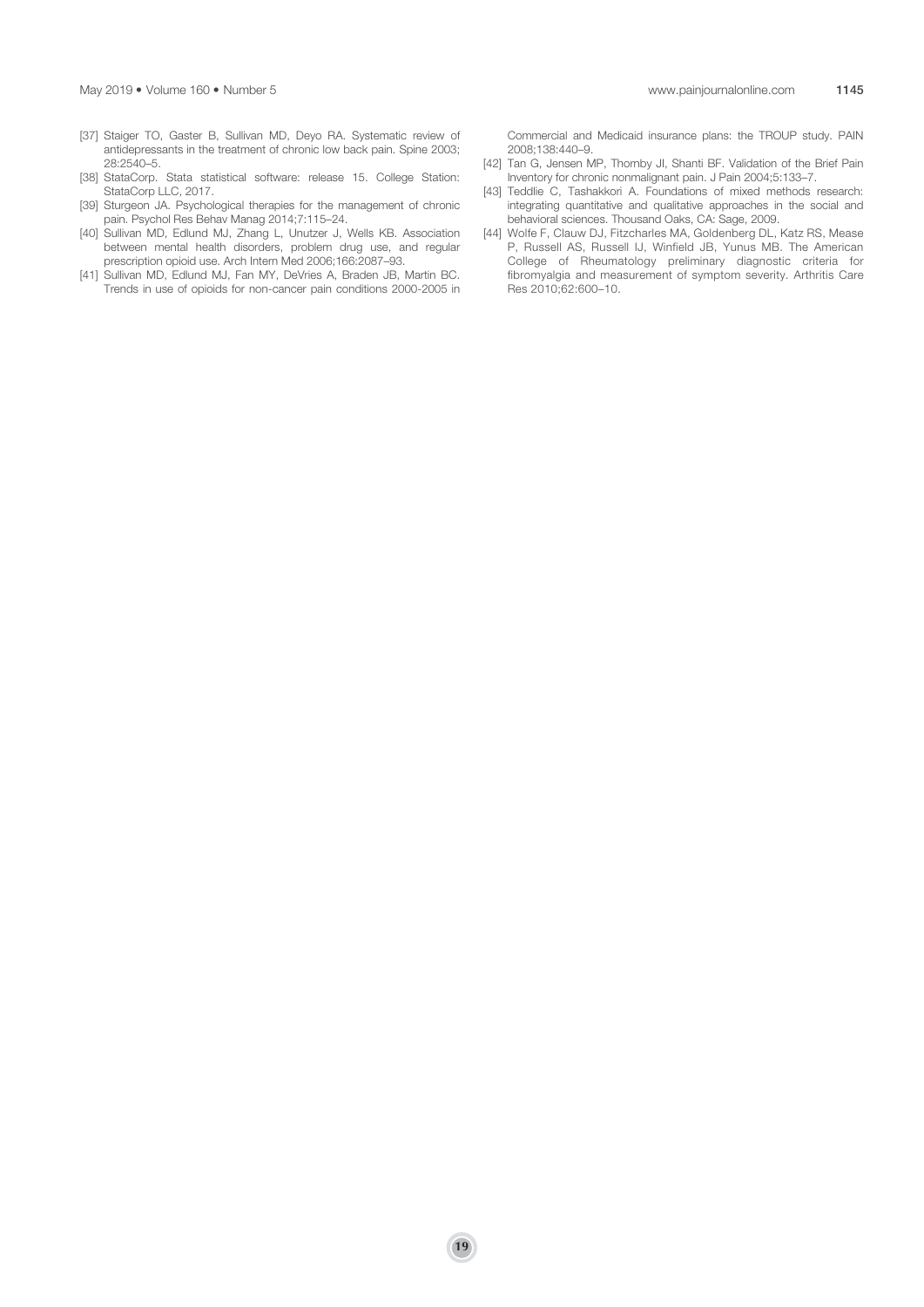[37] Staiger TO, Gaster B, Sullivan MD, Deyo RA. Systematic review of antidepressants in the treatment of chronic low back pain. Spine 2003; 28:2540–5.

[38] StataCorp. Stata statistical software: release 15. College Station: StataCorp LLC, 2017.

[39] Sturgeon JA. Psychological therapies for the management of chronic pain. Psychol Res Behav Manag 2014;7:115–24.

[40] Sullivan MD, Edlund MJ, Zhang L, Unutzer J, Wells KB. Association between mental health disorders, problem drug use, and regular prescription opioid use. Arch Intern Med 2006;166:2087–93.

[41] Sullivan MD, Edlund MJ, Fan MY, DeVries A, Braden JB, Martin BC. Trends in use of opioids for non-cancer pain conditions 2000-2005 in Commercial and Medicaid insurance plans: the TROUP study. PAIN 2008;138:440–9.

[42] Tan G, Jensen MP, Thornby JI, Shanti BF. Validation of the Brief Pain Inventory for chronic nonmalignant pain. J Pain 2004;5:133–7.

[43] Teddlie C, Tashakkori A. Foundations of mixed methods research: integrating quantitative and qualitative approaches in the social and behavioral sciences. Thousand Oaks, CA: Sage, 2009.

[44] Wolfe F, Clauw DJ, Fitzcharles MA, Goldenberg DL, Katz RS, Mease P, Russell AS, Russell IJ, Winfield JB, Yunus MB. The American College of Rheumatology preliminary diagnostic criteria for fibromyalgia and measurement of symptom severity. Arthritis Care Res 2010;62:600–10.